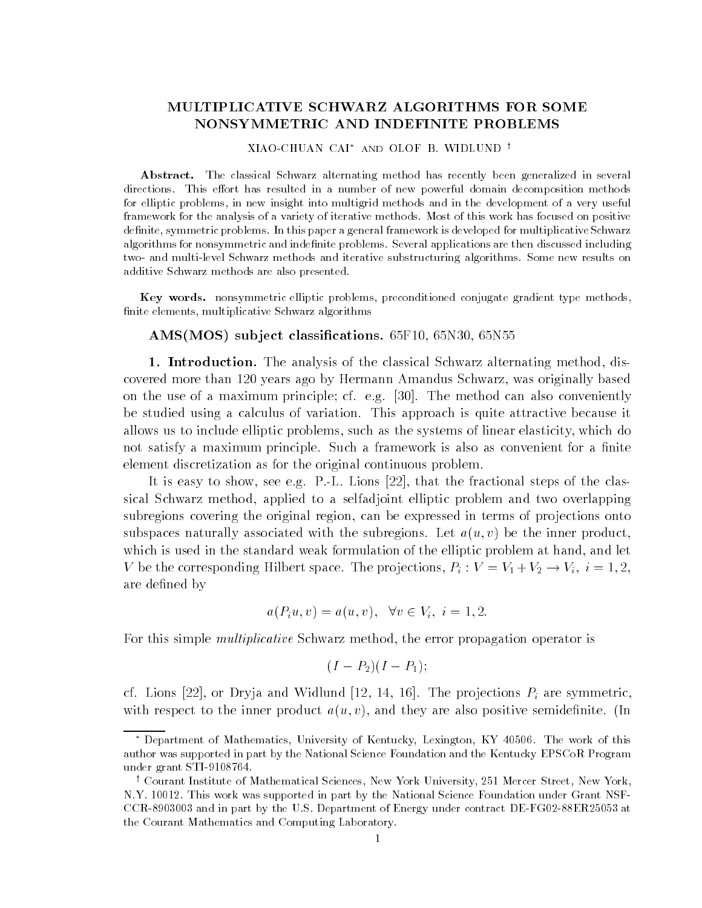# MULTIPLICATIVE SCHWARZ ALGORITHMS FOR SOME NONSYMMETRIC AND INDEFINITE PROBLEMS

XIAO-CHUAN CAI* AND OLOF B. WIDLUND †

**Abstract.** The classical Schwarz alternating method has recently been generalized in several directions. This effort has resulted in a number of new powerful domain decomposition methods for elliptic problems, in new insight into multigrid methods and in the development of a very useful framework for the analysis of a variety of iterative methods. Most of this work has focused on positive definite, symmetric problems. In this paper a general framework is developed for multiplicative Schwarz algorithms for nonsymmetric and indefinite problems. Several applications are then discussed including two- and multi-level Schwarz methods and iterative substructuring algorithms. Some new results on additive Schwarz methods are also presented.

**Key words.** nonsymmetric elliptic problems, preconditioned conjugate gradient type methods, finite elements, multiplicative Schwarz algorithms

**AMS(MOS) subject classifications.** 65F10, 65N30, 65N55

## 1. Introduction.

The analysis of the classical Schwarz alternating method, discovered more than 120 years ago by Hermann Amandus Schwarz, was originally based on the use of a maximum principle; cf. e.g. [30]. The method can also conveniently be studied using a calculus of variation. This approach is quite attractive because it allows us to include elliptic problems, such as the systems of linear elasticity, which do not satisfy a maximum principle. Such a framework is also as convenient for a finite element discretization as for the original continuous problem.

It is easy to show, see e.g. P.-L. Lions [22], that the fractional steps of the classical Schwarz method, applied to a selfadjoint elliptic problem and two overlapping subregions covering the original region, can be expressed in terms of projections onto subspaces naturally associated with the subregions. Let $a(u, v)$ be the inner product, which is used in the standard weak formulation of the elliptic problem at hand, and let $V$ be the corresponding Hilbert space. The projections, $P_i : V = V_1 + V_2 \to V_i,\ i = 1, 2$, are defined by

$$a(P_i u, v) = a(u, v), \quad \forall v \in V_i,\ i = 1, 2.$$

For this simple *multiplicative* Schwarz method, the error propagation operator is

$$(I - P_2)(I - P_1);$$

cf. Lions [22], or Dryja and Widlund [12, 14, 16]. The projections $P_i$ are symmetric, with respect to the inner product $a(u, v)$, and they are also positive semidefinite. (In

---

* Department of Mathematics, University of Kentucky, Lexington, KY 40506. The work of this author was supported in part by the National Science Foundation and the Kentucky EPSCoR Program under grant STI-9108764.

† Courant Institute of Mathematical Sciences, New York University, 251 Mercer Street, New York, N.Y. 10012. This work was supported in part by the National Science Foundation under Grant NSF-CCR-8903003 and in part by the U.S. Department of Energy under contract DE-FG02-88ER25053 at the Courant Mathematics and Computing Laboratory.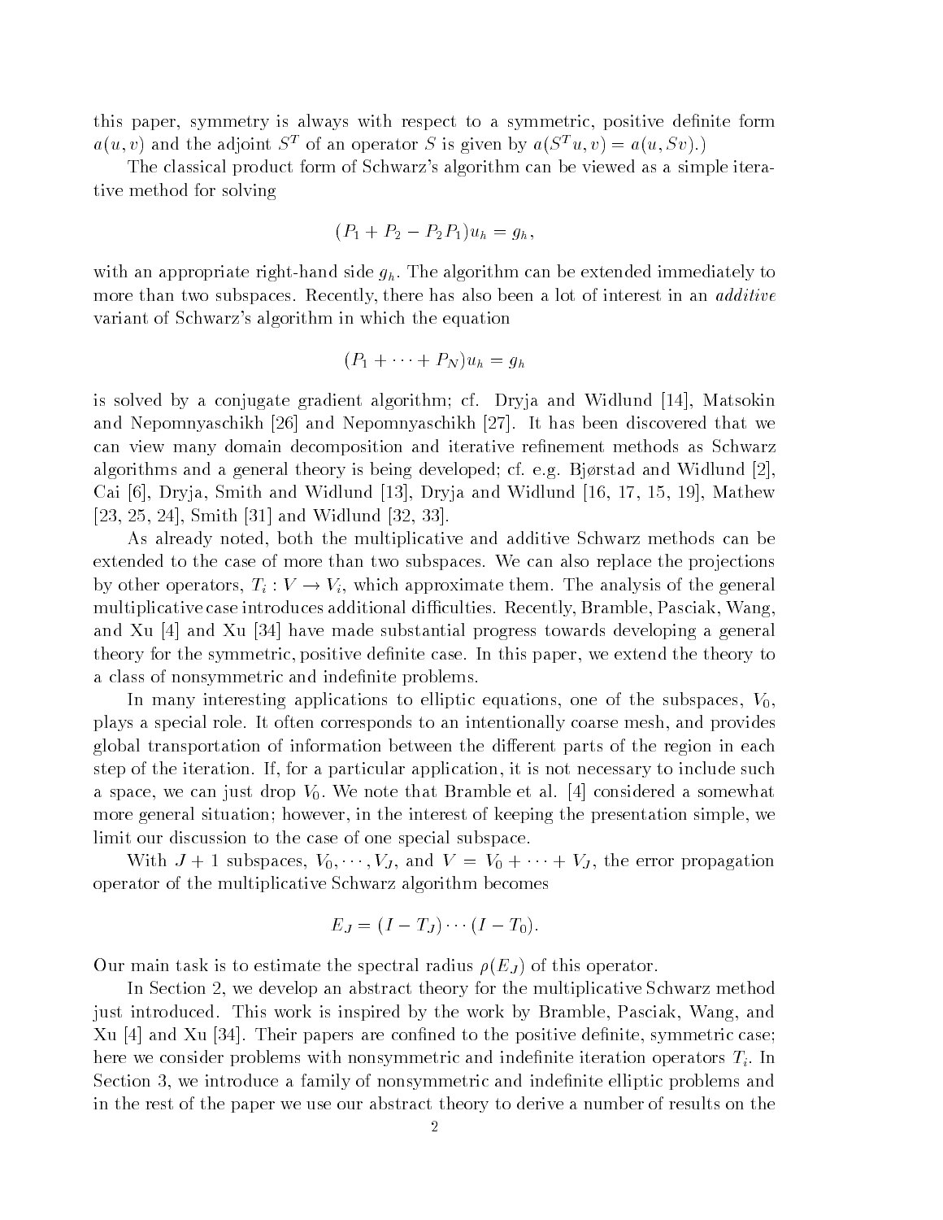this paper, symmetry is always with respect to a symmetric, positive definite form $a(u,v)$ and the adjoint $S^T$ of an operator $S$ is given by $a(S^T u, v) = a(u, Sv)$.)

The classical product form of Schwarz's algorithm can be viewed as a simple iterative method for solving

$$(P_1 + P_2 - P_2 P_1) u_h = g_h,$$

with an appropriate right-hand side $g_h$. The algorithm can be extended immediately to more than two subspaces. Recently, there has also been a lot of interest in an *additive* variant of Schwarz's algorithm in which the equation

$$(P_1 + \cdots + P_N) u_h = g_h$$

is solved by a conjugate gradient algorithm; cf. Dryja and Widlund [14], Matsokin and Nepomnyaschikh [26] and Nepomnyaschikh [27]. It has been discovered that we can view many domain decomposition and iterative refinement methods as Schwarz algorithms and a general theory is being developed; cf. e.g. Bjørstad and Widlund [2], Cai [6], Dryja, Smith and Widlund [13], Dryja and Widlund [16, 17, 15, 19], Mathew [23, 25, 24], Smith [31] and Widlund [32, 33].

As already noted, both the multiplicative and additive Schwarz methods can be extended to the case of more than two subspaces. We can also replace the projections by other operators, $T_i : V \rightarrow V_i$, which approximate them. The analysis of the general multiplicative case introduces additional difficulties. Recently, Bramble, Pasciak, Wang, and Xu [4] and Xu [34] have made substantial progress towards developing a general theory for the symmetric, positive definite case. In this paper, we extend the theory to a class of nonsymmetric and indefinite problems.

In many interesting applications to elliptic equations, one of the subspaces, $V_0$, plays a special role. It often corresponds to an intentionally coarse mesh, and provides global transportation of information between the different parts of the region in each step of the iteration. If, for a particular application, it is not necessary to include such a space, we can just drop $V_0$. We note that Bramble et al. [4] considered a somewhat more general situation; however, in the interest of keeping the presentation simple, we limit our discussion to the case of one special subspace.

With $J+1$ subspaces, $V_0, \cdots, V_J$, and $V = V_0 + \cdots + V_J$, the error propagation operator of the multiplicative Schwarz algorithm becomes

$$E_J = (I - T_J) \cdots (I - T_0).$$

Our main task is to estimate the spectral radius $\rho(E_J)$ of this operator.

In Section 2, we develop an abstract theory for the multiplicative Schwarz method just introduced. This work is inspired by the work by Bramble, Pasciak, Wang, and Xu [4] and Xu [34]. Their papers are confined to the positive definite, symmetric case; here we consider problems with nonsymmetric and indefinite iteration operators $T_i$. In Section 3, we introduce a family of nonsymmetric and indefinite elliptic problems and in the rest of the paper we use our abstract theory to derive a number of results on the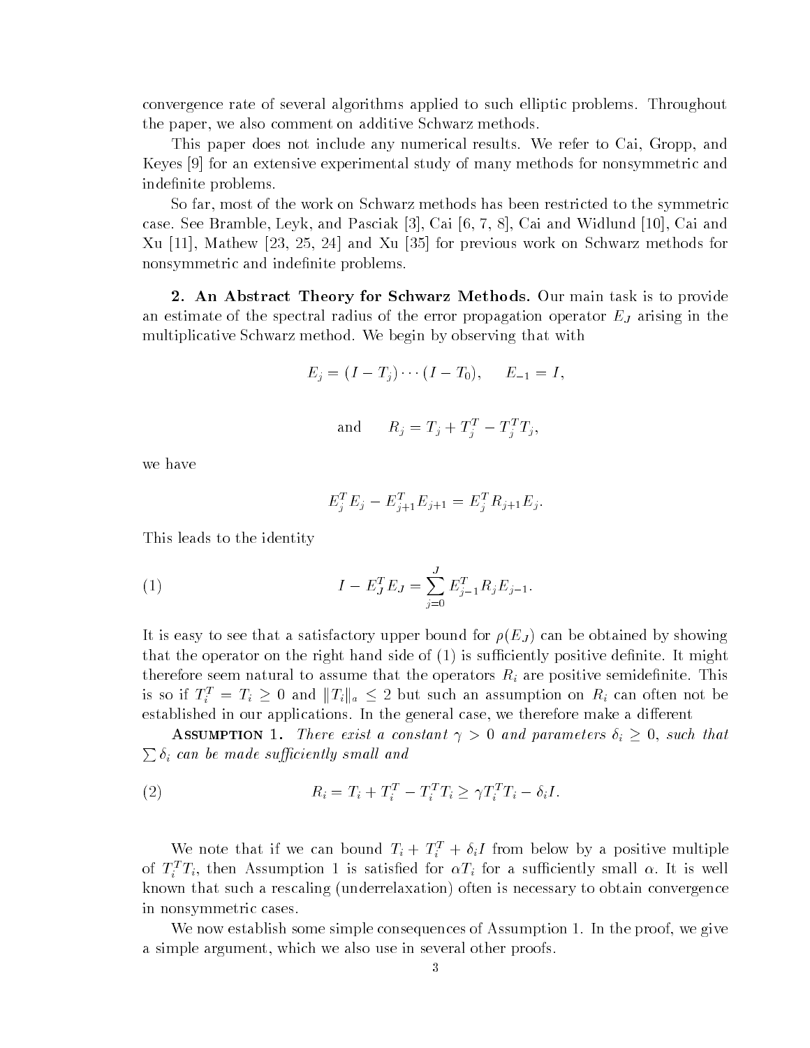convergence rate of several algorithms applied to such elliptic problems. Throughout the paper, we also comment on additive Schwarz methods.

This paper does not include any numerical results. We refer to Cai, Gropp, and Keyes [9] for an extensive experimental study of many methods for nonsymmetric and indefinite problems.

So far, most of the work on Schwarz methods has been restricted to the symmetric case. See Bramble, Leyk, and Pasciak [3], Cai [6, 7, 8], Cai and Widlund [10], Cai and Xu [11], Mathew [23, 25, 24] and Xu [35] for previous work on Schwarz methods for nonsymmetric and indefinite problems.

**2. An Abstract Theory for Schwarz Methods.** Our main task is to provide an estimate of the spectral radius of the error propagation operator $E_J$ arising in the multiplicative Schwarz method. We begin by observing that with

$$E_j = (I - T_j) \cdots (I - T_0), \qquad E_{-1} = I,$$

$$\text{and} \qquad R_j = T_j + T_j^T - T_j^T T_j,$$

we have

$$E_j^T E_j - E_{j+1}^T E_{j+1} = E_j^T R_{j+1} E_j.$$

This leads to the identity

$$I - E_J^T E_J = \sum_{j=0}^{J} E_{j-1}^T R_j E_{j-1}. \tag{1}$$

It is easy to see that a satisfactory upper bound for $\rho(E_J)$ can be obtained by showing that the operator on the right hand side of (1) is sufficiently positive definite. It might therefore seem natural to assume that the operators $R_i$ are positive semidefinite. This is so if $T_i^T = T_i \geq 0$ and $\|T_i\|_a \leq 2$ but such an assumption on $R_i$ can often not be established in our applications. In the general case, we therefore make a different

**Assumption 1.** *There exist a constant $\gamma > 0$ and parameters $\delta_i \geq 0$, such that $\sum \delta_i$ can be made sufficiently small and*

$$R_i = T_i + T_i^T - T_i^T T_i \geq \gamma T_i^T T_i - \delta_i I. \tag{2}$$

We note that if we can bound $T_i + T_i^T + \delta_i I$ from below by a positive multiple of $T_i^T T_i$, then Assumption 1 is satisfied for $\alpha T_i$ for a sufficiently small $\alpha$. It is well known that such a rescaling (underrelaxation) often is necessary to obtain convergence in nonsymmetric cases.

We now establish some simple consequences of Assumption 1. In the proof, we give a simple argument, which we also use in several other proofs.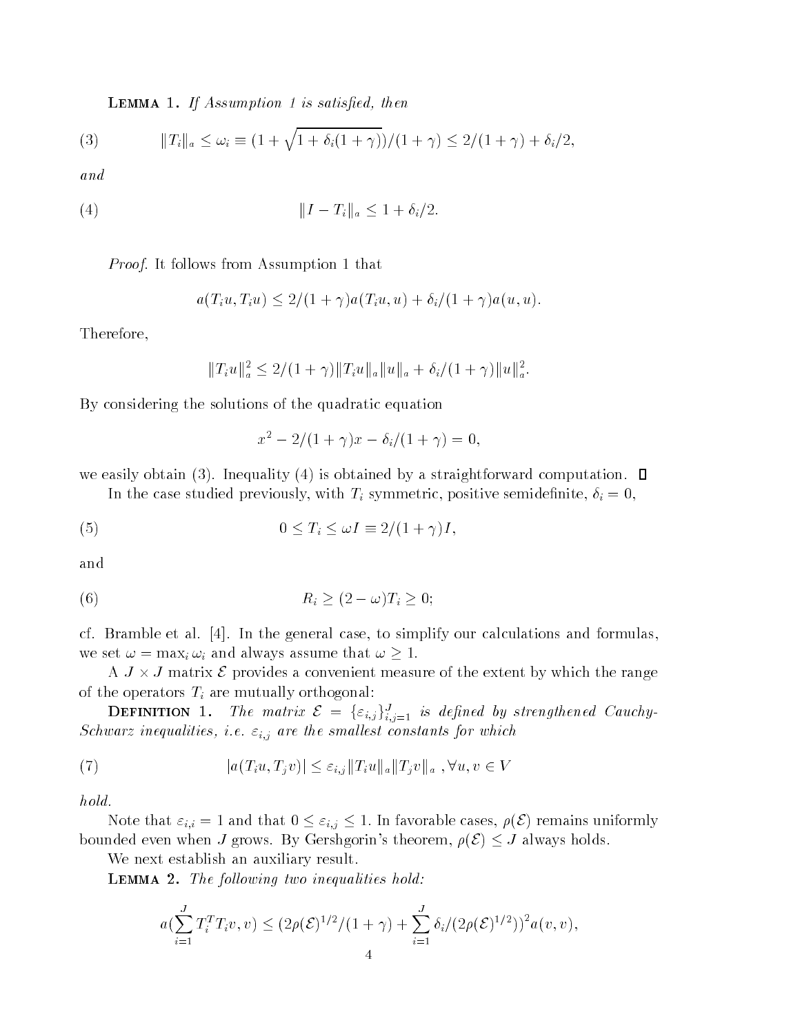**Lemma 1.** *If Assumption 1 is satisfied, then*

$$\|T_i\|_a \leq \omega_i \equiv (1+\sqrt{1+\delta_i(1+\gamma)})/(1+\gamma) \leq 2/(1+\gamma)+\delta_i/2, \tag{3}$$

*and*

$$\|I-T_i\|_a \leq 1+\delta_i/2. \tag{4}$$

*Proof*. It follows from Assumption 1 that

$$a(T_iu,T_iu) \leq 2/(1+\gamma)a(T_iu,u)+\delta_i/(1+\gamma)a(u,u).$$

Therefore,

$$\|T_iu\|_a^2 \leq 2/(1+\gamma)\|T_iu\|_a\|u\|_a + \delta_i/(1+\gamma)\|u\|_a^2.$$

By considering the solutions of the quadratic equation

$$x^2 - 2/(1+\gamma)x - \delta_i/(1+\gamma) = 0,$$

we easily obtain (3). Inequality (4) is obtained by a straightforward computation. ◻

In the case studied previously, with $T_i$ symmetric, positive semidefinite, $\delta_i = 0$,

$$0 \leq T_i \leq \omega I \equiv 2/(1+\gamma)I, \tag{5}$$

and

$$R_i \geq (2-\omega)T_i \geq 0; \tag{6}$$

cf. Bramble et al. [4]. In the general case, to simplify our calculations and formulas, we set $\omega = \max_i \omega_i$ and always assume that $\omega \geq 1$.

A $J \times J$ matrix $\mathcal{E}$ provides a convenient measure of the extent by which the range of the operators $T_i$ are mutually orthogonal:

**Definition 1.** *The matrix $\mathcal{E} = \{\varepsilon_{i,j}\}_{i,j=1}^J$ is defined by strengthened Cauchy-Schwarz inequalities, i.e. $\varepsilon_{i,j}$ are the smallest constants for which*

$$|a(T_iu,T_jv)| \leq \varepsilon_{i,j}\|T_iu\|_a\|T_jv\|_a \ , \forall u,v \in V \tag{7}$$

*hold.*

Note that $\varepsilon_{i,i} = 1$ and that $0 \leq \varepsilon_{i,j} \leq 1$. In favorable cases, $\rho(\mathcal{E})$ remains uniformly bounded even when $J$ grows. By Gershgorin's theorem, $\rho(\mathcal{E}) \leq J$ always holds.

We next establish an auxiliary result.

**Lemma 2.** *The following two inequalities hold:*

$$a(\sum_{i=1}^J T_i^T T_i v, v) \leq (2\rho(\mathcal{E})^{1/2}/(1+\gamma) + \sum_{i=1}^J \delta_i/(2\rho(\mathcal{E})^{1/2}))^2 a(v,v),$$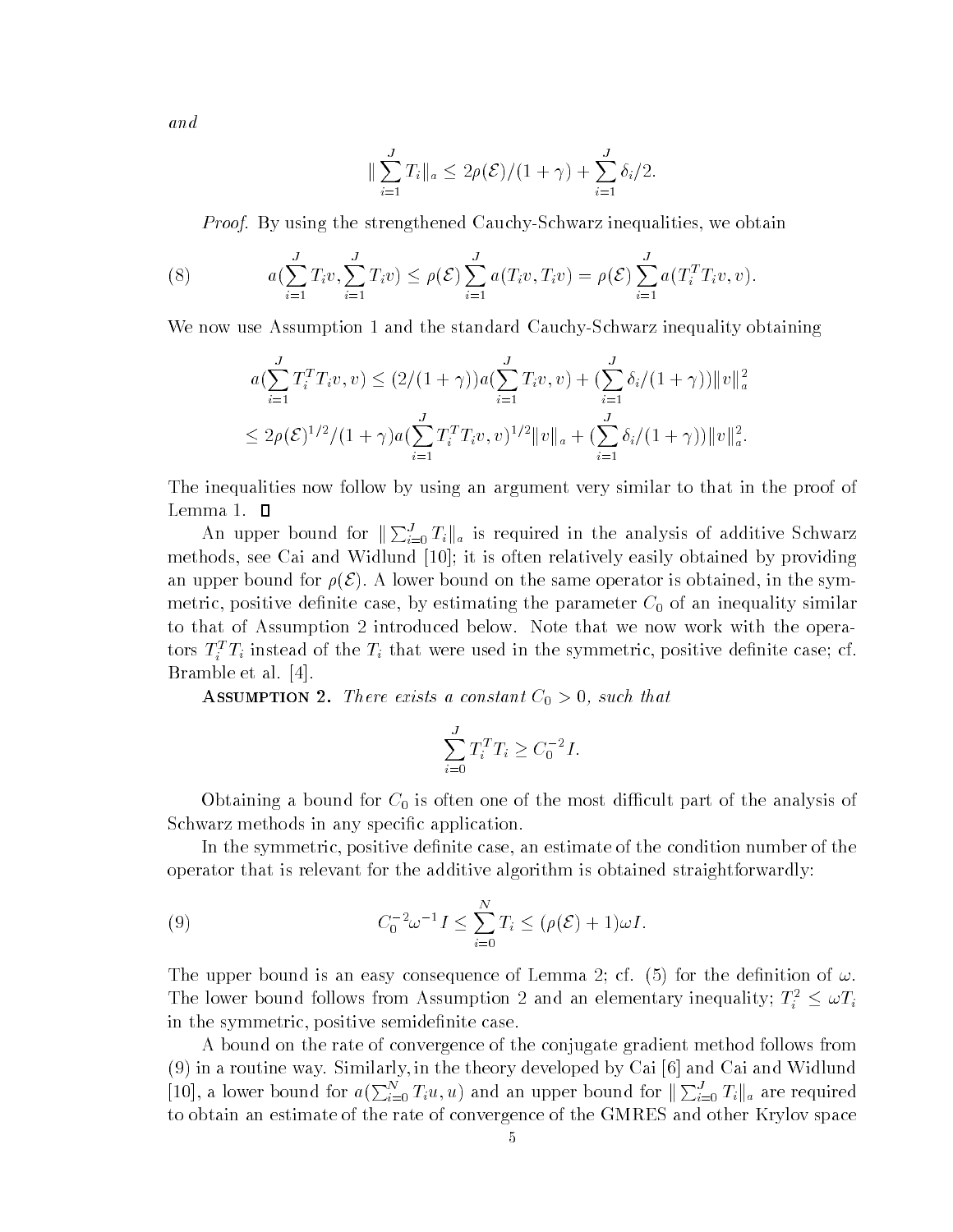*and*

$$\| \sum_{i=1}^{J} T_i \|_a \leq 2\rho(\mathcal{E})/(1+\gamma) + \sum_{i=1}^{J} \delta_i/2.$$

*Proof.* By using the strengthened Cauchy-Schwarz inequalities, we obtain

$$a(\sum_{i=1}^{J} T_i v, \sum_{i=1}^{J} T_i v) \leq \rho(\mathcal{E}) \sum_{i=1}^{J} a(T_i v, T_i v) = \rho(\mathcal{E}) \sum_{i=1}^{J} a(T_i^T T_i v, v). \tag{8}$$

We now use Assumption 1 and the standard Cauchy-Schwarz inequality obtaining

$$a(\sum_{i=1}^{J} T_i^T T_i v, v) \leq (2/(1+\gamma)) a(\sum_{i=1}^{J} T_i v, v) + (\sum_{i=1}^{J} \delta_i/(1+\gamma)) \|v\|_a^2$$

$$\leq 2\rho(\mathcal{E})^{1/2}/(1+\gamma) a(\sum_{i=1}^{J} T_i^T T_i v, v)^{1/2} \|v\|_a + (\sum_{i=1}^{J} \delta_i/(1+\gamma)) \|v\|_a^2.$$

The inequalities now follow by using an argument very similar to that in the proof of Lemma 1. $\square$

An upper bound for $\| \sum_{i=0}^{J} T_i \|_a$ is required in the analysis of additive Schwarz methods, see Cai and Widlund [10]; it is often relatively easily obtained by providing an upper bound for $\rho(\mathcal{E})$. A lower bound on the same operator is obtained, in the symmetric, positive definite case, by estimating the parameter $C_0$ of an inequality similar to that of Assumption 2 introduced below. Note that we now work with the operators $T_i^T T_i$ instead of the $T_i$ that were used in the symmetric, positive definite case; cf. Bramble et al. [4].

**Assumption 2.** *There exists a constant $C_0 > 0$, such that*

$$\sum_{i=0}^{J} T_i^T T_i \geq C_0^{-2} I.$$

Obtaining a bound for $C_0$ is often one of the most difficult part of the analysis of Schwarz methods in any specific application.

In the symmetric, positive definite case, an estimate of the condition number of the operator that is relevant for the additive algorithm is obtained straightforwardly:

$$C_0^{-2} \omega^{-1} I \leq \sum_{i=0}^{N} T_i \leq (\rho(\mathcal{E}) + 1)\omega I. \tag{9}$$

The upper bound is an easy consequence of Lemma 2; cf. (5) for the definition of $\omega$. The lower bound follows from Assumption 2 and an elementary inequality; $T_i^2 \leq \omega T_i$ in the symmetric, positive semidefinite case.

A bound on the rate of convergence of the conjugate gradient method follows from (9) in a routine way. Similarly, in the theory developed by Cai [6] and Cai and Widlund [10], a lower bound for $a(\sum_{i=0}^{N} T_i u, u)$ and an upper bound for $\| \sum_{i=0}^{J} T_i \|_a$ are required to obtain an estimate of the rate of convergence of the GMRES and other Krylov space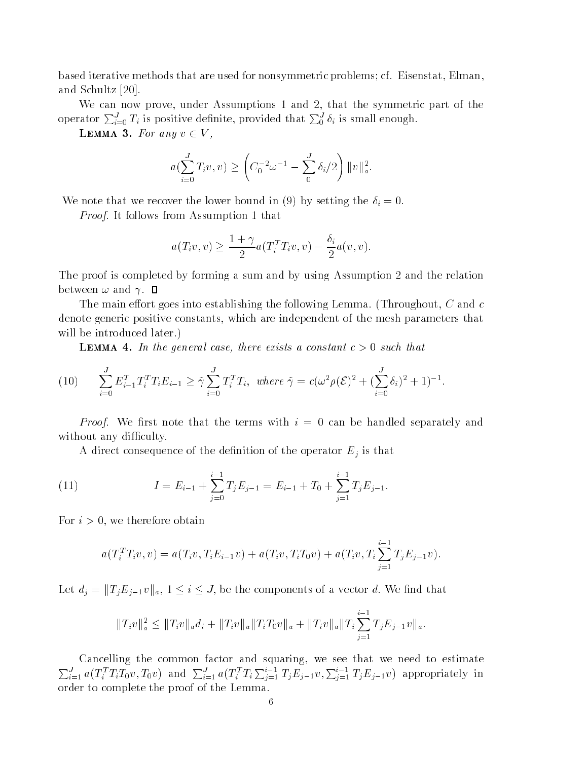based iterative methods that are used for nonsymmetric problems; cf. Eisenstat, Elman, and Schultz [20].

We can now prove, under Assumptions 1 and 2, that the symmetric part of the operator $\sum_{i=0}^J T_i$ is positive definite, provided that $\sum_0^J \delta_i$ is small enough.

**Lemma 3.** *For any* $v \in V$,

$$a(\sum_{i=0}^J T_i v, v) \geq \left( C_0^{-2}\omega^{-1} - \sum_0^J \delta_i/2 \right) \|v\|_a^2.$$

We note that we recover the lower bound in (9) by setting the $\delta_i = 0$.

*Proof*. It follows from Assumption 1 that

$$a(T_i v, v) \geq \frac{1+\gamma}{2} a(T_i^T T_i v, v) - \frac{\delta_i}{2} a(v,v).$$

The proof is completed by forming a sum and by using Assumption 2 and the relation between $\omega$ and $\gamma$. □

The main effort goes into establishing the following Lemma. (Throughout, $C$ and $c$ denote generic positive constants, which are independent of the mesh parameters that will be introduced later.)

**Lemma 4.** *In the general case, there exists a constant* $c > 0$ *such that*

$$\sum_{i=0}^J E_{i-1}^T T_i^T T_i E_{i-1} \geq \tilde{\gamma} \sum_{i=0}^J T_i^T T_i, \text{ where } \tilde{\gamma} = c(\omega^2 \rho(\mathcal{E})^2 + (\sum_{i=0}^J \delta_i)^2 + 1)^{-1}. \tag{10}$$

*Proof*. We first note that the terms with $i = 0$ can be handled separately and without any difficulty.

A direct consequence of the definition of the operator $E_j$ is that

$$I = E_{i-1} + \sum_{j=0}^{i-1} T_j E_{j-1} = E_{i-1} + T_0 + \sum_{j=1}^{i-1} T_j E_{j-1}. \tag{11}$$

For $i > 0$, we therefore obtain

$$a(T_i^T T_i v, v) = a(T_i v, T_i E_{i-1} v) + a(T_i v, T_i T_0 v) + a(T_i v, T_i \sum_{j=1}^{i-1} T_j E_{j-1} v).$$

Let $d_j = \|T_j E_{j-1} v\|_a$, $1 \leq i \leq J$, be the components of a vector $d$. We find that

$$\|T_i v\|_a^2 \leq \|T_i v\|_a d_i + \|T_i v\|_a \|T_i T_0 v\|_a + \|T_i v\|_a \|T_i \sum_{j=1}^{i-1} T_j E_{j-1} v\|_a.$$

Cancelling the common factor and squaring, we see that we need to estimate $\sum_{i=1}^J a(T_i^T T_i T_0 v, T_0 v)$ and $\sum_{i=1}^J a(T_i^T T_i \sum_{j=1}^{i-1} T_j E_{j-1} v, \sum_{j=1}^{i-1} T_j E_{j-1} v)$ appropriately in order to complete the proof of the Lemma.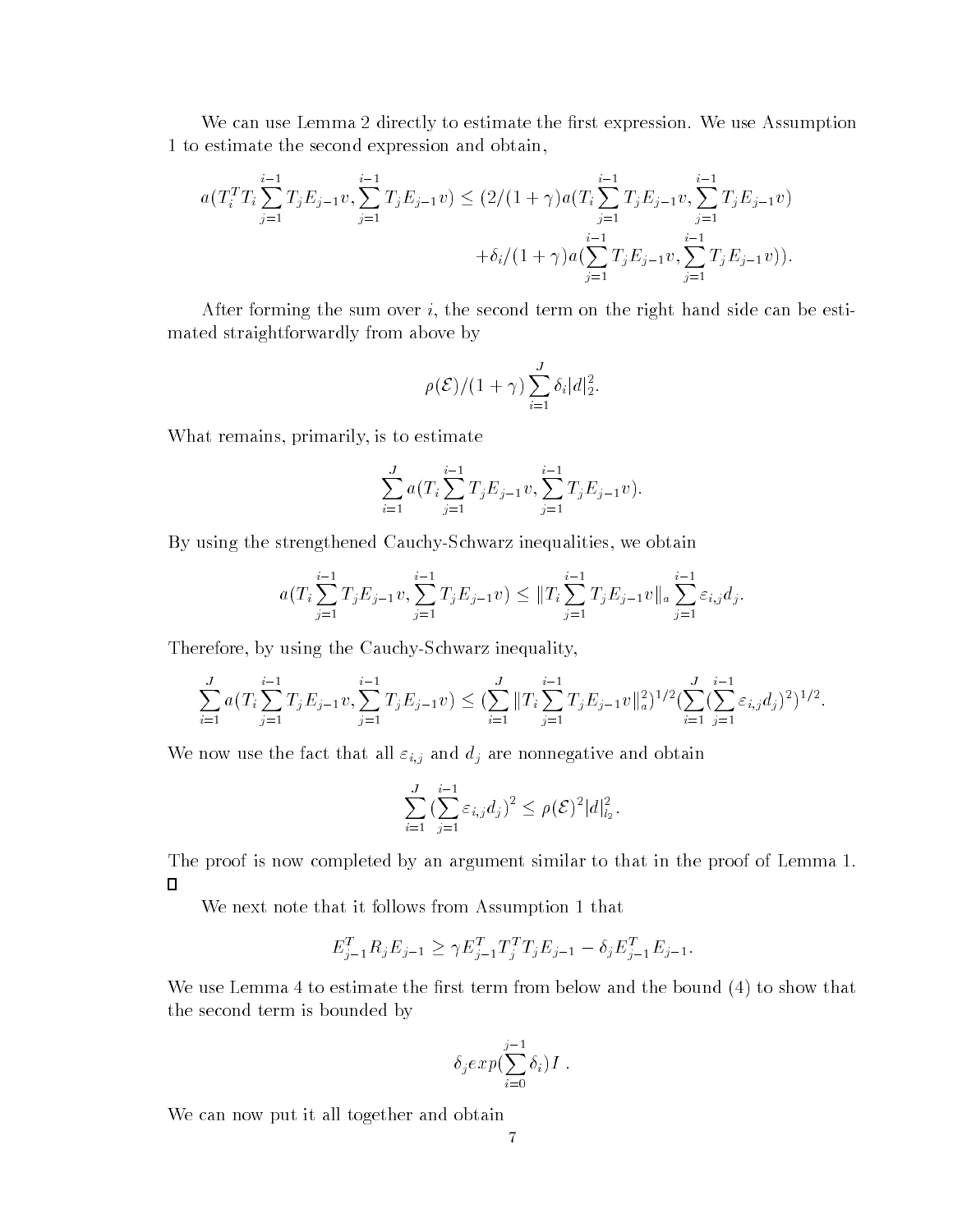We can use Lemma 2 directly to estimate the first expression. We use Assumption 1 to estimate the second expression and obtain,

$$a(T_i^T T_i \sum_{j=1}^{i-1} T_j E_{j-1} v, \sum_{j=1}^{i-1} T_j E_{j-1} v) \leq (2/(1+\gamma) a(T_i \sum_{j=1}^{i-1} T_j E_{j-1} v, \sum_{j=1}^{i-1} T_j E_{j-1} v)$$
$$+\delta_i/(1+\gamma) a(\sum_{j=1}^{i-1} T_j E_{j-1} v, \sum_{j=1}^{i-1} T_j E_{j-1} v)).$$

After forming the sum over $i$, the second term on the right hand side can be estimated straightforwardly from above by

$$\rho(\mathcal{E})/(1+\gamma) \sum_{i=1}^{J} \delta_i |d|_2^2.$$

What remains, primarily, is to estimate

$$\sum_{i=1}^{J} a(T_i \sum_{j=1}^{i-1} T_j E_{j-1} v, \sum_{j=1}^{i-1} T_j E_{j-1} v).$$

By using the strengthened Cauchy-Schwarz inequalities, we obtain

$$a(T_i \sum_{j=1}^{i-1} T_j E_{j-1} v, \sum_{j=1}^{i-1} T_j E_{j-1} v) \leq \|T_i \sum_{j=1}^{i-1} T_j E_{j-1} v\|_a \sum_{j=1}^{i-1} \varepsilon_{i,j} d_j.$$

Therefore, by using the Cauchy-Schwarz inequality,

$$\sum_{i=1}^{J} a(T_i \sum_{j=1}^{i-1} T_j E_{j-1} v, \sum_{j=1}^{i-1} T_j E_{j-1} v) \leq (\sum_{i=1}^{J} \|T_i \sum_{j=1}^{i-1} T_j E_{j-1} v\|_a^2)^{1/2} (\sum_{i=1}^{J} (\sum_{j=1}^{i-1} \varepsilon_{i,j} d_j)^2)^{1/2}.$$

We now use the fact that all $\varepsilon_{i,j}$ and $d_j$ are nonnegative and obtain

$$\sum_{i=1}^{J} (\sum_{j=1}^{i-1} \varepsilon_{i,j} d_j)^2 \leq \rho(\mathcal{E})^2 |d|_{l_2}^2.$$

The proof is now completed by an argument similar to that in the proof of Lemma 1. $\square$

We next note that it follows from Assumption 1 that

$$E_{j-1}^T R_j E_{j-1} \geq \gamma E_{j-1}^T T_j^T T_j E_{j-1} - \delta_j E_{j-1}^T E_{j-1}.$$

We use Lemma 4 to estimate the first term from below and the bound (4) to show that the second term is bounded by

$$\delta_j exp(\sum_{i=0}^{j-1} \delta_i) I \ .$$

We can now put it all together and obtain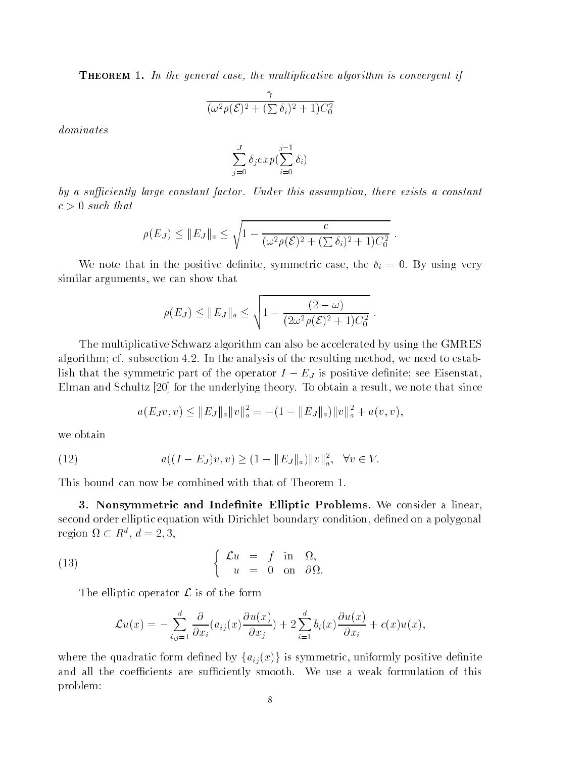**Theorem 1.** *In the general case, the multiplicative algorithm is convergent if*

$$\frac{\gamma}{(\omega^2\rho(\mathcal{E})^2 + (\sum\delta_i)^2 + 1)C_0^2}$$

*dominates*

$$\sum_{j=0}^{J}\delta_j exp(\sum_{i=0}^{j-1}\delta_i)$$

*by a sufficiently large constant factor. Under this assumption, there exists a constant $c > 0$ such that*

$$\rho(E_J) \leq \|E_J\|_a \leq \sqrt{1 - \frac{c}{(\omega^2\rho(\mathcal{E})^2 + (\sum\delta_i)^2 + 1)C_0^2}} .$$

We note that in the positive definite, symmetric case, the $\delta_i = 0$. By using very similar arguments, we can show that

$$\rho(E_J) \leq \|E_J\|_a \leq \sqrt{1 - \frac{(2-\omega)}{(2\omega^2\rho(\mathcal{E})^2 + 1)C_0^2}} .$$

The multiplicative Schwarz algorithm can also be accelerated by using the GMRES algorithm; cf. subsection 4.2. In the analysis of the resulting method, we need to establish that the symmetric part of the operator $I - E_J$ is positive definite; see Eisenstat, Elman and Schultz [20] for the underlying theory. To obtain a result, we note that since

$$a(E_J v, v) \leq \|E_J\|_a \|v\|_a^2 = -(1 - \|E_J\|_a)\|v\|_a^2 + a(v,v),$$

we obtain

$$a((I - E_J)v, v) \geq (1 - \|E_J\|_a)\|v\|_a^2, \quad \forall v \in V. \tag{12}$$

This bound can now be combined with that of Theorem 1.

**3. Nonsymmetric and Indefinite Elliptic Problems.** We consider a linear, second order elliptic equation with Dirichlet boundary condition, defined on a polygonal region $\Omega \subset R^d$, $d = 2, 3$,

$$\begin{cases} \mathcal{L}u &= f \quad \text{in} \quad \Omega, \\ u &= 0 \quad \text{on} \quad \partial\Omega. \end{cases} \tag{13}$$

The elliptic operator $\mathcal{L}$ is of the form

$$\mathcal{L}u(x) = -\sum_{i,j=1}^{d}\frac{\partial}{\partial x_i}(a_{ij}(x)\frac{\partial u(x)}{\partial x_j}) + 2\sum_{i=1}^{d} b_i(x)\frac{\partial u(x)}{\partial x_i} + c(x)u(x),$$

where the quadratic form defined by $\{a_{ij}(x)\}$ is symmetric, uniformly positive definite and all the coefficients are sufficiently smooth. We use a weak formulation of this problem: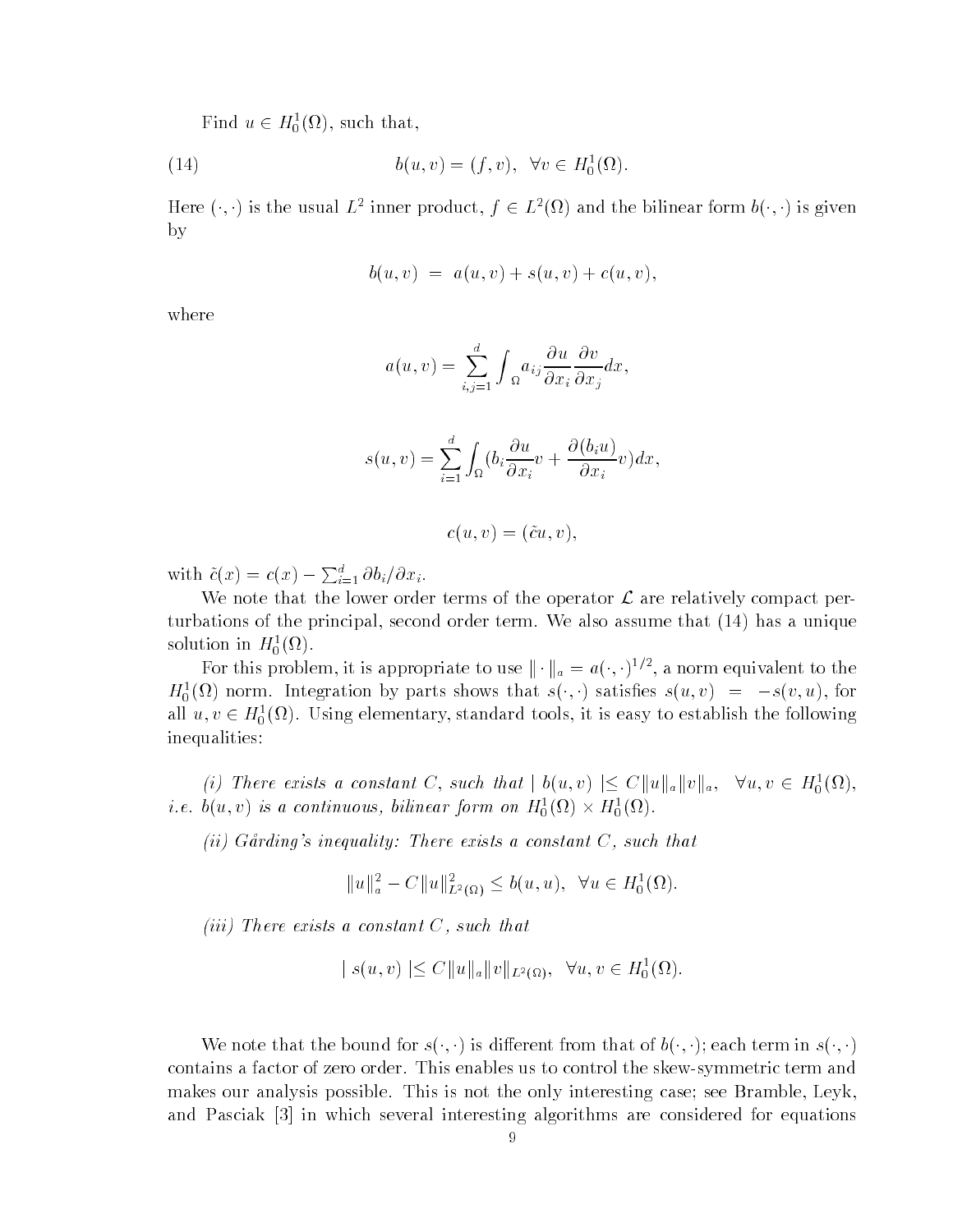Find $u \in H^1_0(\Omega)$, such that,

$$b(u, v) = (f, v), \quad \forall v \in H^1_0(\Omega). \tag{14}$$

Here $(\cdot, \cdot)$ is the usual $L^2$ inner product, $f \in L^2(\Omega)$ and the bilinear form $b(\cdot, \cdot)$ is given by

$$b(u, v) \;=\; a(u, v) + s(u, v) + c(u, v),$$

where

$$a(u, v) = \sum_{i,j=1}^{d} \int_{\Omega} a_{ij} \frac{\partial u}{\partial x_i} \frac{\partial v}{\partial x_j} dx,$$

$$s(u, v) = \sum_{i=1}^{d} \int_{\Omega} (b_i \frac{\partial u}{\partial x_i} v + \frac{\partial (b_i u)}{\partial x_i} v) dx,$$

$$c(u, v) = (\tilde{c} u, v),$$

with $\tilde{c}(x) = c(x) - \sum_{i=1}^{d} \partial b_i / \partial x_i$.

We note that the lower order terms of the operator $\mathcal{L}$ are relatively compact perturbations of the principal, second order term. We also assume that (14) has a unique solution in $H^1_0(\Omega)$.

For this problem, it is appropriate to use $\| \cdot \|_a = a(\cdot, \cdot)^{1/2}$, a norm equivalent to the $H^1_0(\Omega)$ norm. Integration by parts shows that $s(\cdot, \cdot)$ satisfies $s(u, v) \;=\; -s(v, u)$, for all $u, v \in H^1_0(\Omega)$. Using elementary, standard tools, it is easy to establish the following inequalities:

*(i) There exists a constant $C$, such that $\mid b(u, v) \mid \leq C \|u\|_a \|v\|_a, \;\; \forall u, v \in H^1_0(\Omega)$, i.e. $b(u, v)$ is a continuous, bilinear form on $H^1_0(\Omega) \times H^1_0(\Omega)$.*

*(ii) Gårding's inequality: There exists a constant $C$, such that*

$$\|u\|^2_a - C\|u\|^2_{L^2(\Omega)} \leq b(u, u), \;\; \forall u \in H^1_0(\Omega).$$

*(iii) There exists a constant $C$, such that*

$$\mid s(u, v) \mid \leq C \|u\|_a \|v\|_{L^2(\Omega)}, \;\; \forall u, v \in H^1_0(\Omega).$$

We note that the bound for $s(\cdot, \cdot)$ is different from that of $b(\cdot, \cdot)$; each term in $s(\cdot, \cdot)$ contains a factor of zero order. This enables us to control the skew-symmetric term and makes our analysis possible. This is not the only interesting case; see Bramble, Leyk, and Pasciak [3] in which several interesting algorithms are considered for equations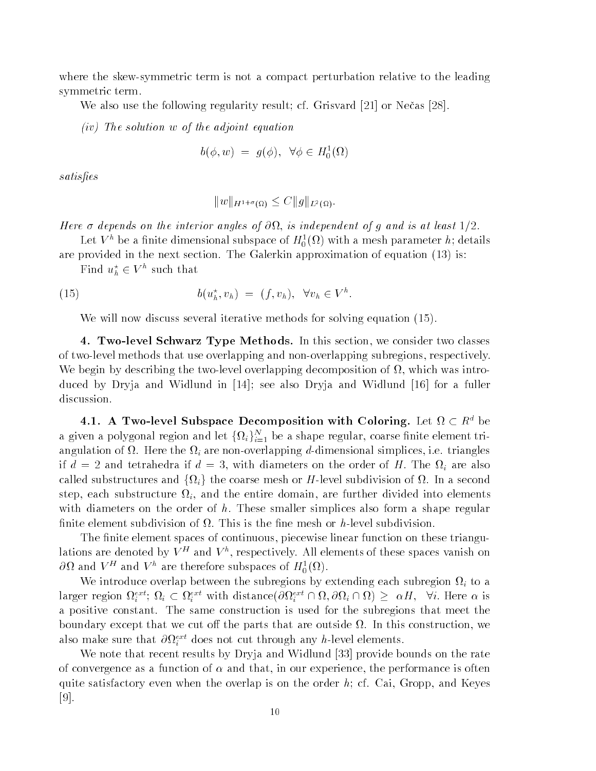where the skew-symmetric term is not a compact perturbation relative to the leading symmetric term.

We also use the following regularity result; cf. Grisvard [21] or Nečas [28].

*(iv) The solution $w$ of the adjoint equation*

$$b(\phi, w) \;=\; g(\phi), \;\; \forall \phi \in H_0^1(\Omega)$$

*satisfies*

$$\|w\|_{H^{1+\sigma}(\Omega)} \leq C \|g\|_{L^2(\Omega)}.$$

*Here $\sigma$ depends on the interior angles of $\partial\Omega$, is independent of $g$ and is at least $1/2$.*

Let $V^h$ be a finite dimensional subspace of $H_0^1(\Omega)$ with a mesh parameter $h$; details are provided in the next section. The Galerkin approximation of equation (13) is:

Find $u_h^\star \in V^h$ such that

$$b(u_h^\star, v_h) \;=\; (f, v_h), \;\; \forall v_h \in V^h. \tag{15}$$

We will now discuss several iterative methods for solving equation (15).

## 4. Two-level Schwarz Type Methods.

In this section, we consider two classes of two-level methods that use overlapping and non-overlapping subregions, respectively. We begin by describing the two-level overlapping decomposition of $\Omega$, which was introduced by Dryja and Widlund in [14]; see also Dryja and Widlund [16] for a fuller discussion.

### 4.1. A Two-level Subspace Decomposition with Coloring.

Let $\Omega \subset R^d$ be a given a polygonal region and let $\{\Omega_i\}_{i=1}^N$ be a shape regular, coarse finite element triangulation of $\Omega$. Here the $\Omega_i$ are non-overlapping $d$-dimensional simplices, i.e. triangles if $d = 2$ and tetrahedra if $d = 3$, with diameters on the order of $H$. The $\Omega_i$ are also called substructures and $\{\Omega_i\}$ the coarse mesh or $H$-level subdivision of $\Omega$. In a second step, each substructure $\Omega_i$, and the entire domain, are further divided into elements with diameters on the order of $h$. These smaller simplices also form a shape regular finite element subdivision of $\Omega$. This is the fine mesh or $h$-level subdivision.

The finite element spaces of continuous, piecewise linear function on these triangulations are denoted by $V^H$ and $V^h$, respectively. All elements of these spaces vanish on $\partial\Omega$ and $V^H$ and $V^h$ are therefore subspaces of $H_0^1(\Omega)$.

We introduce overlap between the subregions by extending each subregion $\Omega_i$ to a larger region $\Omega_i^{ext}$; $\Omega_i \subset \Omega_i^{ext}$ with distance$(\partial\Omega_i^{ext} \cap \Omega, \partial\Omega_i \cap \Omega) \geq \;\alpha H, \;\;\forall i$. Here $\alpha$ is a positive constant. The same construction is used for the subregions that meet the boundary except that we cut off the parts that are outside $\Omega$. In this construction, we also make sure that $\partial\Omega_i^{ext}$ does not cut through any $h$-level elements.

We note that recent results by Dryja and Widlund [33] provide bounds on the rate of convergence as a function of $\alpha$ and that, in our experience, the performance is often quite satisfactory even when the overlap is on the order $h$; cf. Cai, Gropp, and Keyes [9].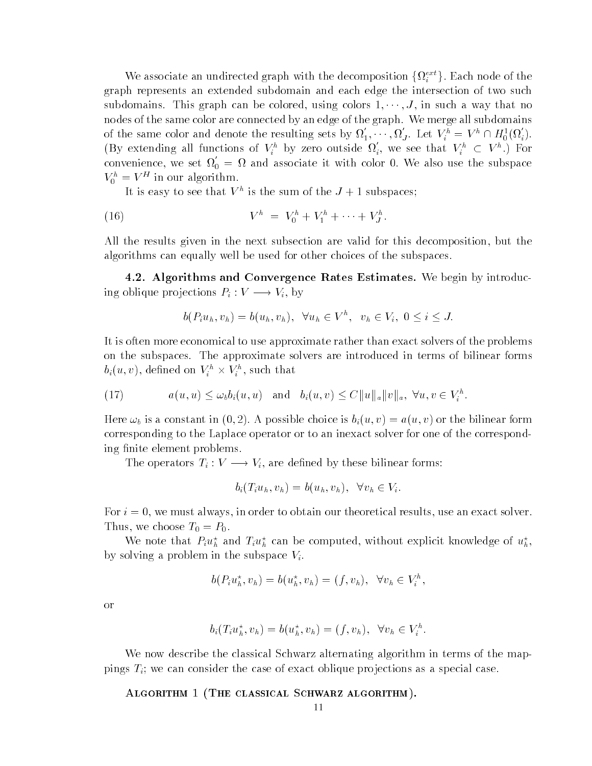We associate an undirected graph with the decomposition $\{\Omega_i^{ext}\}$. Each node of the graph represents an extended subdomain and each edge the intersection of two such subdomains. This graph can be colored, using colors $1, \cdots, J$, in such a way that no nodes of the same color are connected by an edge of the graph. We merge all subdomains of the same color and denote the resulting sets by $\Omega_1^{'}, \cdots, \Omega_J^{'}$. Let $V_i^h = V^h \cap H_0^1(\Omega_i^{'})$. (By extending all functions of $V_i^h$ by zero outside $\Omega_i^{'}$, we see that $V_i^h \subset V^h$.) For convenience, we set $\Omega_0^{'} = \Omega$ and associate it with color 0. We also use the subspace $V_0^h = V^H$ in our algorithm.

It is easy to see that $V^h$ is the sum of the $J+1$ subspaces;

$$V^h \ = \ V_0^h + V_1^h + \cdots + V_J^h. \tag{16}$$

All the results given in the next subsection are valid for this decomposition, but the algorithms can equally well be used for other choices of the subspaces.

**4.2. Algorithms and Convergence Rates Estimates.** We begin by introducing oblique projections $P_i : V \longrightarrow V_i$, by

$$b(P_i u_h, v_h) = b(u_h, v_h), \ \ \forall u_h \in V^h, \ \ v_h \in V_i, \ 0 \leq i \leq J.$$

It is often more economical to use approximate rather than exact solvers of the problems on the subspaces. The approximate solvers are introduced in terms of bilinear forms $b_i(u,v)$, defined on $V_i^h \times V_i^h$, such that

$$a(u,u) \leq \omega_b b_i(u,u) \quad \text{and} \quad b_i(u,v) \leq C \|u\|_a \|v\|_a, \ \forall u, v \in V_i^h. \tag{17}$$

Here $\omega_b$ is a constant in $(0,2)$. A possible choice is $b_i(u,v) = a(u,v)$ or the bilinear form corresponding to the Laplace operator or to an inexact solver for one of the corresponding finite element problems.

The operators $T_i : V \longrightarrow V_i$, are defined by these bilinear forms:

$$b_i(T_i u_h, v_h) = b(u_h, v_h), \ \ \forall v_h \in V_i.$$

For $i = 0$, we must always, in order to obtain our theoretical results, use an exact solver. Thus, we choose $T_0 = P_0$.

We note that $P_i u_h^{\star}$ and $T_i u_h^{\star}$ can be computed, without explicit knowledge of $u_h^{\star}$, by solving a problem in the subspace $V_i$.

$$b(P_i u_h^{\star}, v_h) = b(u_h^{\star}, v_h) = (f, v_h), \ \ \forall v_h \in V_i^h,$$

or

$$b_i(T_i u_h^{\star}, v_h) = b(u_h^{\star}, v_h) = (f, v_h), \ \ \forall v_h \in V_i^h.$$

We now describe the classical Schwarz alternating algorithm in terms of the mappings $T_i$; we can consider the case of exact oblique projections as a special case.

Algorithm 1 (The classical Schwarz algorithm).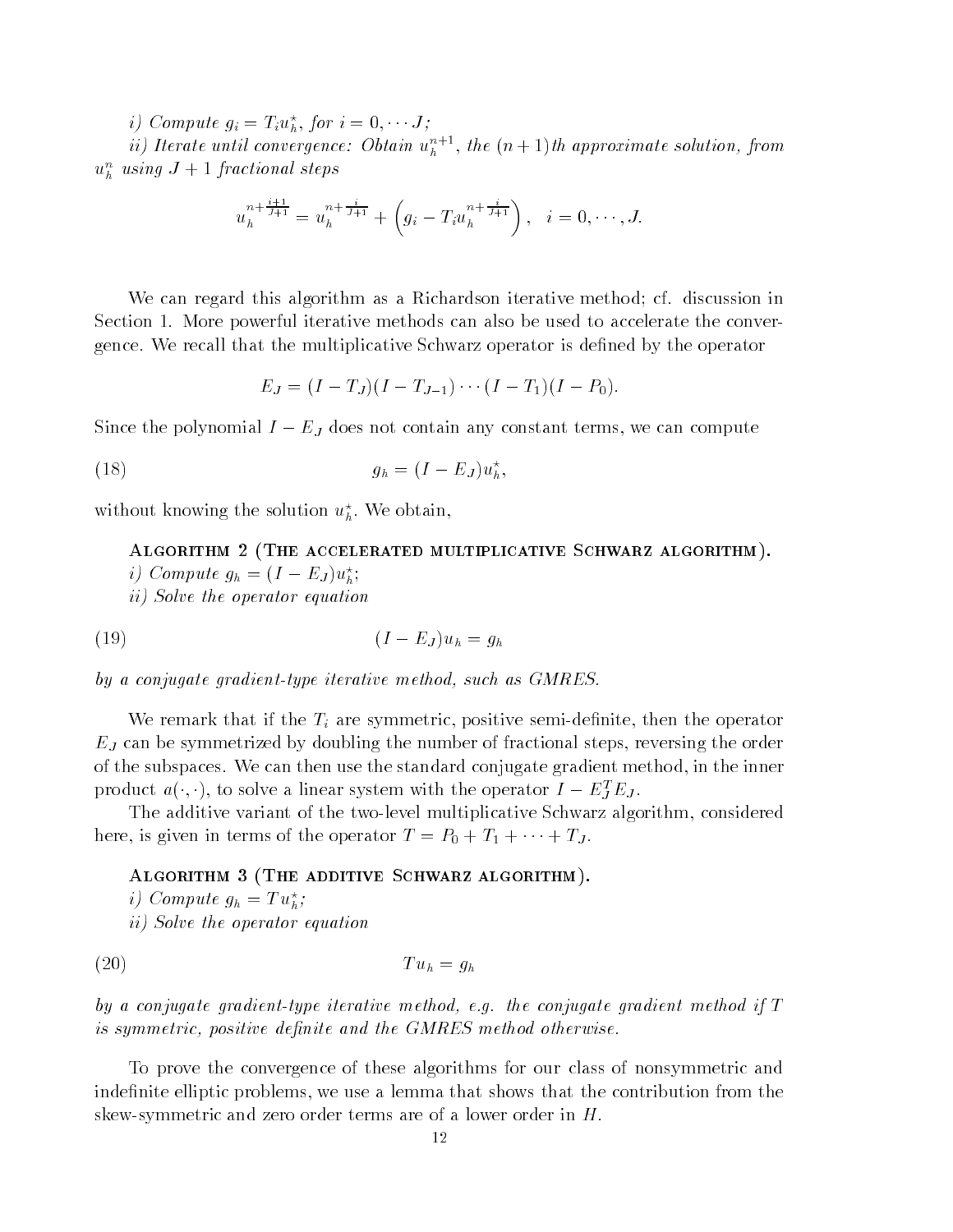*i) Compute $g_i = T_i u_h^\star$, for $i = 0, \cdots J$;*

*ii) Iterate until convergence: Obtain $u_h^{n+1}$, the $(n+1)$th approximate solution, from $u_h^n$ using $J+1$ fractional steps*

$$u_h^{n+\frac{i+1}{J+1}} = u_h^{n+\frac{i}{J+1}} + \left(g_i - T_i u_h^{n+\frac{i}{J+1}}\right), \quad i = 0, \cdots, J.$$

We can regard this algorithm as a Richardson iterative method; cf. discussion in Section 1. More powerful iterative methods can also be used to accelerate the convergence. We recall that the multiplicative Schwarz operator is defined by the operator

$$E_J = (I - T_J)(I - T_{J-1}) \cdots (I - T_1)(I - P_0).$$

Since the polynomial $I - E_J$ does not contain any constant terms, we can compute

$$g_h = (I - E_J)u_h^\star, \tag{18}$$

without knowing the solution $u_h^\star$. We obtain,

**Algorithm 2 (The accelerated multiplicative Schwarz algorithm).**

*i) Compute $g_h = (I - E_J)u_h^\star$;*

*ii) Solve the operator equation*

$$(I - E_J)u_h = g_h \tag{19}$$

*by a conjugate gradient-type iterative method, such as GMRES.*

We remark that if the $T_i$ are symmetric, positive semi-definite, then the operator $E_J$ can be symmetrized by doubling the number of fractional steps, reversing the order of the subspaces. We can then use the standard conjugate gradient method, in the inner product $a(\cdot, \cdot)$, to solve a linear system with the operator $I - E_J^T E_J$.

The additive variant of the two-level multiplicative Schwarz algorithm, considered here, is given in terms of the operator $T = P_0 + T_1 + \cdots + T_J$.

**Algorithm 3 (The additive Schwarz algorithm).**

*i) Compute $g_h = T u_h^\star$;*

*ii) Solve the operator equation*

$$T u_h = g_h \tag{20}$$

*by a conjugate gradient-type iterative method, e.g. the conjugate gradient method if $T$ is symmetric, positive definite and the GMRES method otherwise.*

To prove the convergence of these algorithms for our class of nonsymmetric and indefinite elliptic problems, we use a lemma that shows that the contribution from the skew-symmetric and zero order terms are of a lower order in $H$.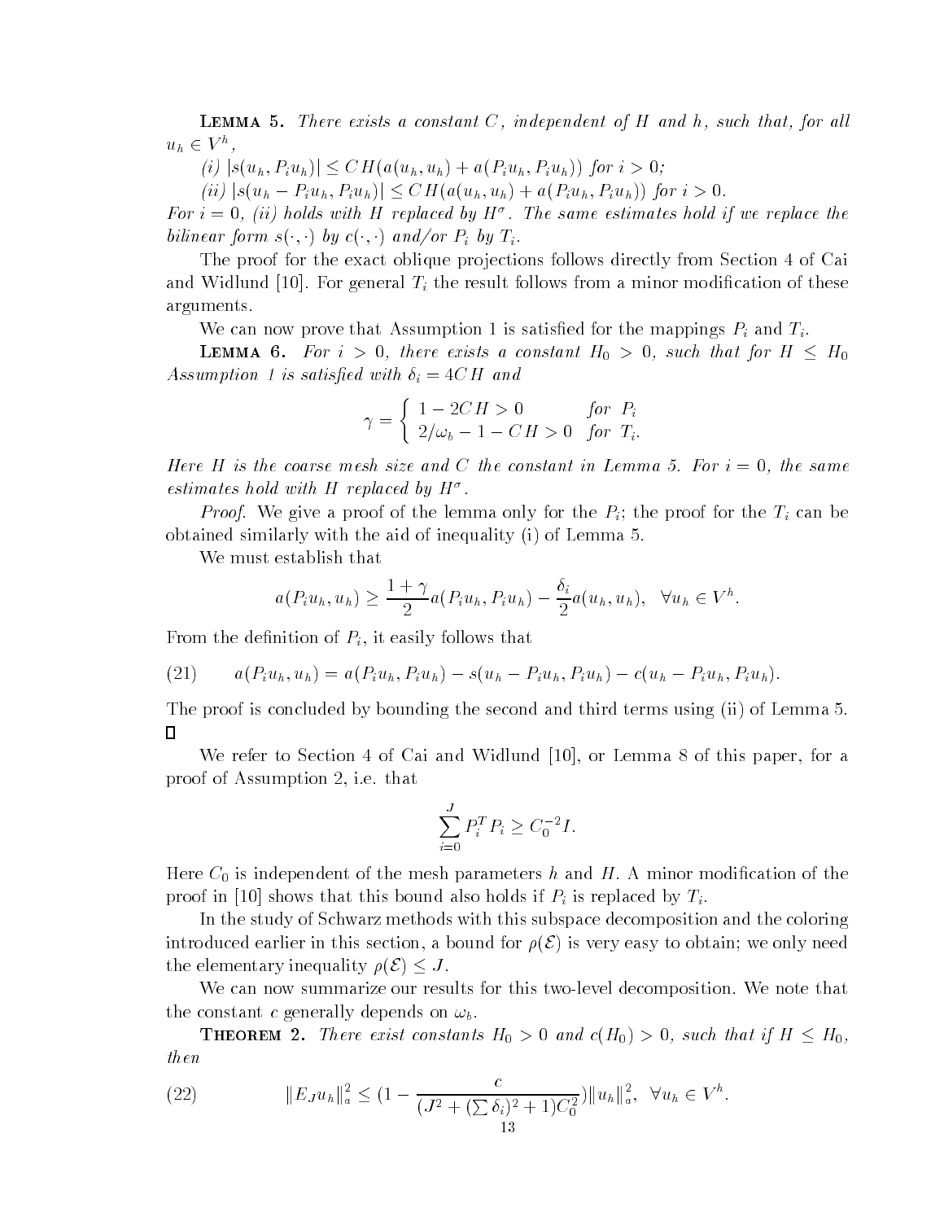**Lemma 5.** *There exists a constant $C$, independent of $H$ and $h$, such that, for all $u_h \in V^h$,*

*(i) $|s(u_h, P_i u_h)| \le CH(a(u_h, u_h) + a(P_i u_h, P_i u_h))$ for $i > 0$;*

*(ii) $|s(u_h - P_i u_h, P_i u_h)| \le CH(a(u_h, u_h) + a(P_i u_h, P_i u_h))$ for $i > 0$.*

*For $i = 0$, (ii) holds with $H$ replaced by $H^\sigma$. The same estimates hold if we replace the bilinear form $s(\cdot,\cdot)$ by $c(\cdot,\cdot)$ and/or $P_i$ by $T_i$.*

The proof for the exact oblique projections follows directly from Section 4 of Cai and Widlund [10]. For general $T_i$ the result follows from a minor modification of these arguments.

We can now prove that Assumption 1 is satisfied for the mappings $P_i$ and $T_i$.

**Lemma 6.** *For $i > 0$, there exists a constant $H_0 > 0$, such that for $H \le H_0$ Assumption 1 is satisfied with $\delta_i = 4CH$ and*

$$\gamma = \begin{cases} 1 - 2CH > 0 & \text{for } P_i \\ 2/\omega_b - 1 - CH > 0 & \text{for } T_i. \end{cases}$$

*Here $H$ is the coarse mesh size and $C$ the constant in Lemma 5. For $i = 0$, the same estimates hold with $H$ replaced by $H^\sigma$.*

*Proof.* We give a proof of the lemma only for the $P_i$; the proof for the $T_i$ can be obtained similarly with the aid of inequality (i) of Lemma 5.

We must establish that

$$a(P_i u_h, u_h) \ge \frac{1+\gamma}{2} a(P_i u_h, P_i u_h) - \frac{\delta_i}{2} a(u_h, u_h), \quad \forall u_h \in V^h.$$

From the definition of $P_i$, it easily follows that

$$a(P_i u_h, u_h) = a(P_i u_h, P_i u_h) - s(u_h - P_i u_h, P_i u_h) - c(u_h - P_i u_h, P_i u_h). \tag{21}$$

The proof is concluded by bounding the second and third terms using (ii) of Lemma 5. ☐

We refer to Section 4 of Cai and Widlund [10], or Lemma 8 of this paper, for a proof of Assumption 2, i.e. that

$$\sum_{i=0}^{J} P_i^T P_i \ge C_0^{-2} I.$$

Here $C_0$ is independent of the mesh parameters $h$ and $H$. A minor modification of the proof in [10] shows that this bound also holds if $P_i$ is replaced by $T_i$.

In the study of Schwarz methods with this subspace decomposition and the coloring introduced earlier in this section, a bound for $\rho(\mathcal{E})$ is very easy to obtain; we only need the elementary inequality $\rho(\mathcal{E}) \le J$.

We can now summarize our results for this two-level decomposition. We note that the constant $c$ generally depends on $\omega_b$.

**Theorem 2.** *There exist constants $H_0 > 0$ and $c(H_0) > 0$, such that if $H \le H_0$, then*

$$\|E_J u_h\|_a^2 \le \left(1 - \frac{c}{(J^2 + (\sum \delta_i)^2 + 1)C_0^2}\right)\|u_h\|_a^2, \quad \forall u_h \in V^h. \tag{22}$$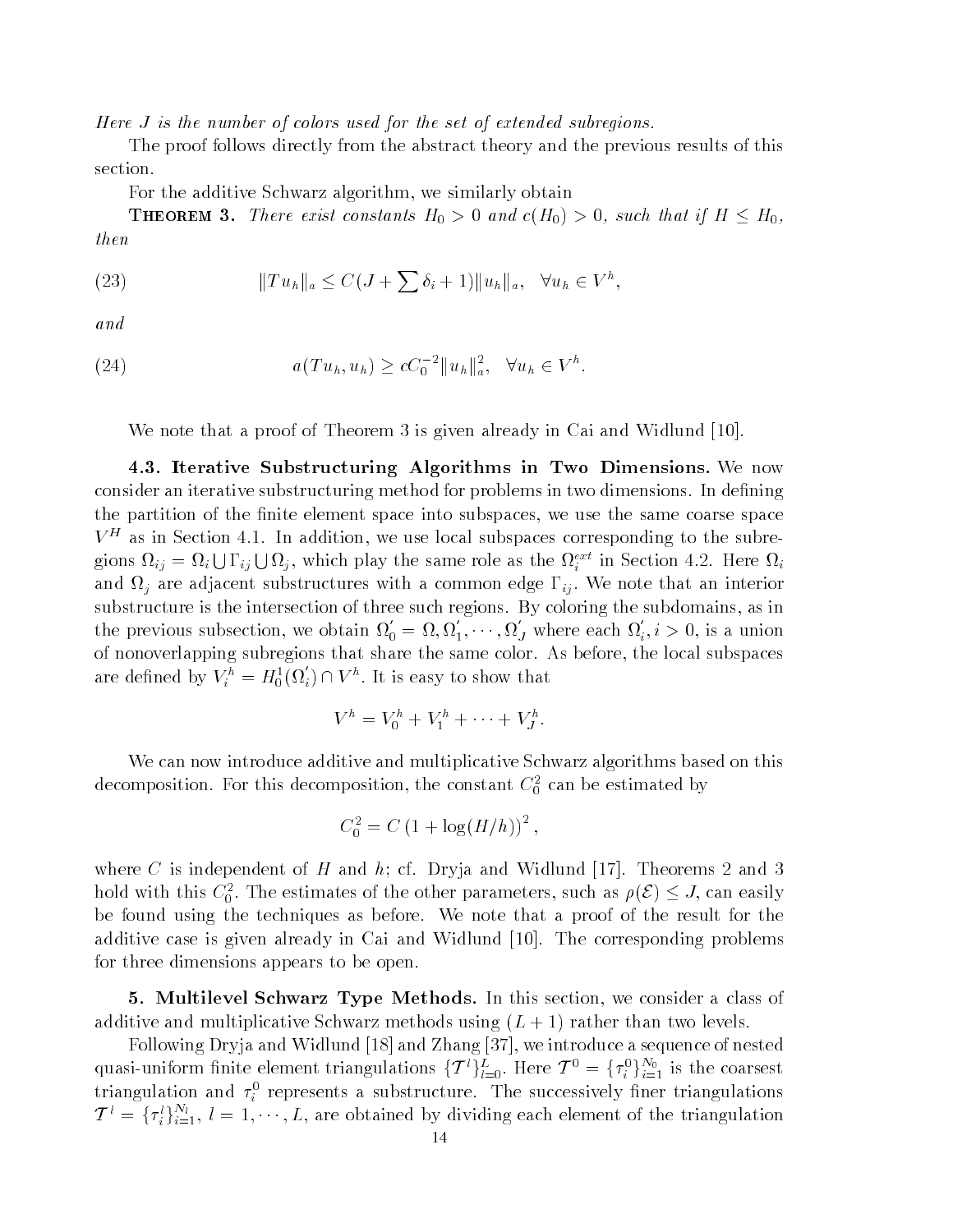*Here $J$ is the number of colors used for the set of extended subregions.*

The proof follows directly from the abstract theory and the previous results of this section.

For the additive Schwarz algorithm, we similarly obtain

**Theorem 3.** *There exist constants $H_0 > 0$ and $c(H_0) > 0$, such that if $H \leq H_0$, then*

$$\|Tu_h\|_a \leq C(J + \sum \delta_i + 1)\|u_h\|_a, \quad \forall u_h \in V^h, \tag{23}$$

*and*

$$a(Tu_h, u_h) \geq cC_0^{-2}\|u_h\|_a^2, \quad \forall u_h \in V^h. \tag{24}$$

We note that a proof of Theorem 3 is given already in Cai and Widlund [10].

**4.3. Iterative Substructuring Algorithms in Two Dimensions.** We now consider an iterative substructuring method for problems in two dimensions. In defining the partition of the finite element space into subspaces, we use the same coarse space $V^H$ as in Section 4.1. In addition, we use local subspaces corresponding to the subregions $\Omega_{ij} = \Omega_i \bigcup \Gamma_{ij} \bigcup \Omega_j$, which play the same role as the $\Omega_i^{ext}$ in Section 4.2. Here $\Omega_i$ and $\Omega_j$ are adjacent substructures with a common edge $\Gamma_{ij}$. We note that an interior substructure is the intersection of three such regions. By coloring the subdomains, as in the previous subsection, we obtain $\Omega_0' = \Omega, \Omega_1', \cdots, \Omega_J'$ where each $\Omega_i', i > 0$, is a union of nonoverlapping subregions that share the same color. As before, the local subspaces are defined by $V_i^h = H_0^1(\Omega_i') \cap V^h$. It is easy to show that

$$V^h = V_0^h + V_1^h + \cdots + V_J^h.$$

We can now introduce additive and multiplicative Schwarz algorithms based on this decomposition. For this decomposition, the constant $C_0^2$ can be estimated by

$$C_0^2 = C\left(1 + \log(H/h)\right)^2,$$

where $C$ is independent of $H$ and $h$; cf. Dryja and Widlund [17]. Theorems 2 and 3 hold with this $C_0^2$. The estimates of the other parameters, such as $\rho(\mathcal{E}) \leq J$, can easily be found using the techniques as before. We note that a proof of the result for the additive case is given already in Cai and Widlund [10]. The corresponding problems for three dimensions appears to be open.

**5. Multilevel Schwarz Type Methods.** In this section, we consider a class of additive and multiplicative Schwarz methods using $(L+1)$ rather than two levels.

Following Dryja and Widlund [18] and Zhang [37], we introduce a sequence of nested quasi-uniform finite element triangulations $\{\mathcal{T}^l\}_{l=0}^L$. Here $\mathcal{T}^0 = \{\tau_i^0\}_{i=1}^{N_0}$ is the coarsest triangulation and $\tau_i^0$ represents a substructure. The successively finer triangulations $\mathcal{T}^l = \{\tau_i^l\}_{i=1}^{N_l}$, $l = 1, \cdots, L$, are obtained by dividing each element of the triangulation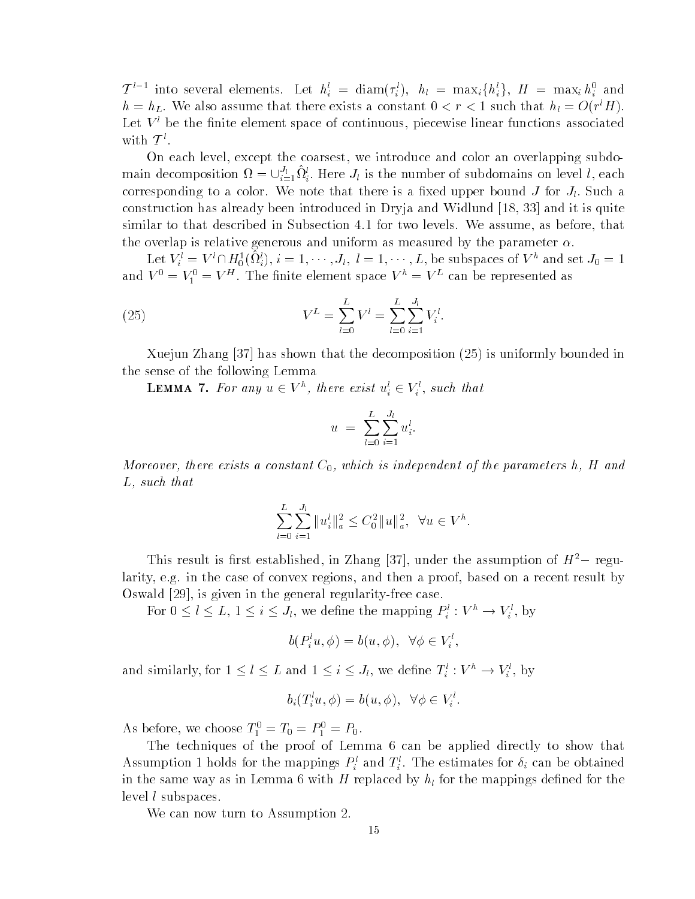$\mathcal{T}^{l-1}$ into several elements. Let $h_i^l = \text{diam}(\tau_i^l)$, $h_l = \max_i\{h_i^l\}$, $H = \max_i h_i^0$ and $h = h_L$. We also assume that there exists a constant $0 < r < 1$ such that $h_l = O(r^l H)$. Let $V^l$ be the finite element space of continuous, piecewise linear functions associated with $\mathcal{T}^l$.

On each level, except the coarsest, we introduce and color an overlapping subdomain decomposition $\Omega = \cup_{i=1}^{J_l} \hat{\Omega}_i^l$. Here $J_l$ is the number of subdomains on level $l$, each corresponding to a color. We note that there is a fixed upper bound $J$ for $J_l$. Such a construction has already been introduced in Dryja and Widlund [18, 33] and it is quite similar to that described in Subsection 4.1 for two levels. We assume, as before, that the overlap is relative generous and uniform as measured by the parameter $\alpha$.

Let $V_i^l = V^l \cap H_0^1(\hat{\Omega}_i^l)$, $i = 1, \cdots, J_l$, $l = 1, \cdots, L$, be subspaces of $V^h$ and set $J_0 = 1$ and $V^0 = V_1^0 = V^H$. The finite element space $V^h = V^L$ can be represented as

$$V^L = \sum_{l=0}^{L} V^l = \sum_{l=0}^{L} \sum_{i=1}^{J_l} V_i^l. \tag{25}$$

Xuejun Zhang [37] has shown that the decomposition (25) is uniformly bounded in the sense of the following Lemma

**Lemma 7.** *For any $u \in V^h$, there exist $u_i^l \in V_i^l$, such that*

$$u = \sum_{l=0}^{L} \sum_{i=1}^{J_l} u_i^l.$$

*Moreover, there exists a constant $C_0$, which is independent of the parameters $h$, $H$ and $L$, such that*

$$\sum_{l=0}^{L} \sum_{i=1}^{J_l} \|u_i^l\|_a^2 \le C_0^2 \|u\|_a^2, \quad \forall u \in V^h.$$

This result is first established, in Zhang [37], under the assumption of $H^2-$ regularity, e.g. in the case of convex regions, and then a proof, based on a recent result by Oswald [29], is given in the general regularity-free case.

For $0 \le l \le L$, $1 \le i \le J_l$, we define the mapping $P_i^l : V^h \to V_i^l$, by

$$b(P_i^l u, \phi) = b(u, \phi), \quad \forall \phi \in V_i^l,$$

and similarly, for $1 \le l \le L$ and $1 \le i \le J_l$, we define $T_i^l : V^h \to V_i^l$, by

$$b_i(T_i^l u, \phi) = b(u, \phi), \quad \forall \phi \in V_i^l.$$

As before, we choose $T_1^0 = T_0 = P_1^0 = P_0$.

The techniques of the proof of Lemma 6 can be applied directly to show that Assumption 1 holds for the mappings $P_i^l$ and $T_i^l$. The estimates for $\delta_i$ can be obtained in the same way as in Lemma 6 with $H$ replaced by $h_l$ for the mappings defined for the level $l$ subspaces.

We can now turn to Assumption 2.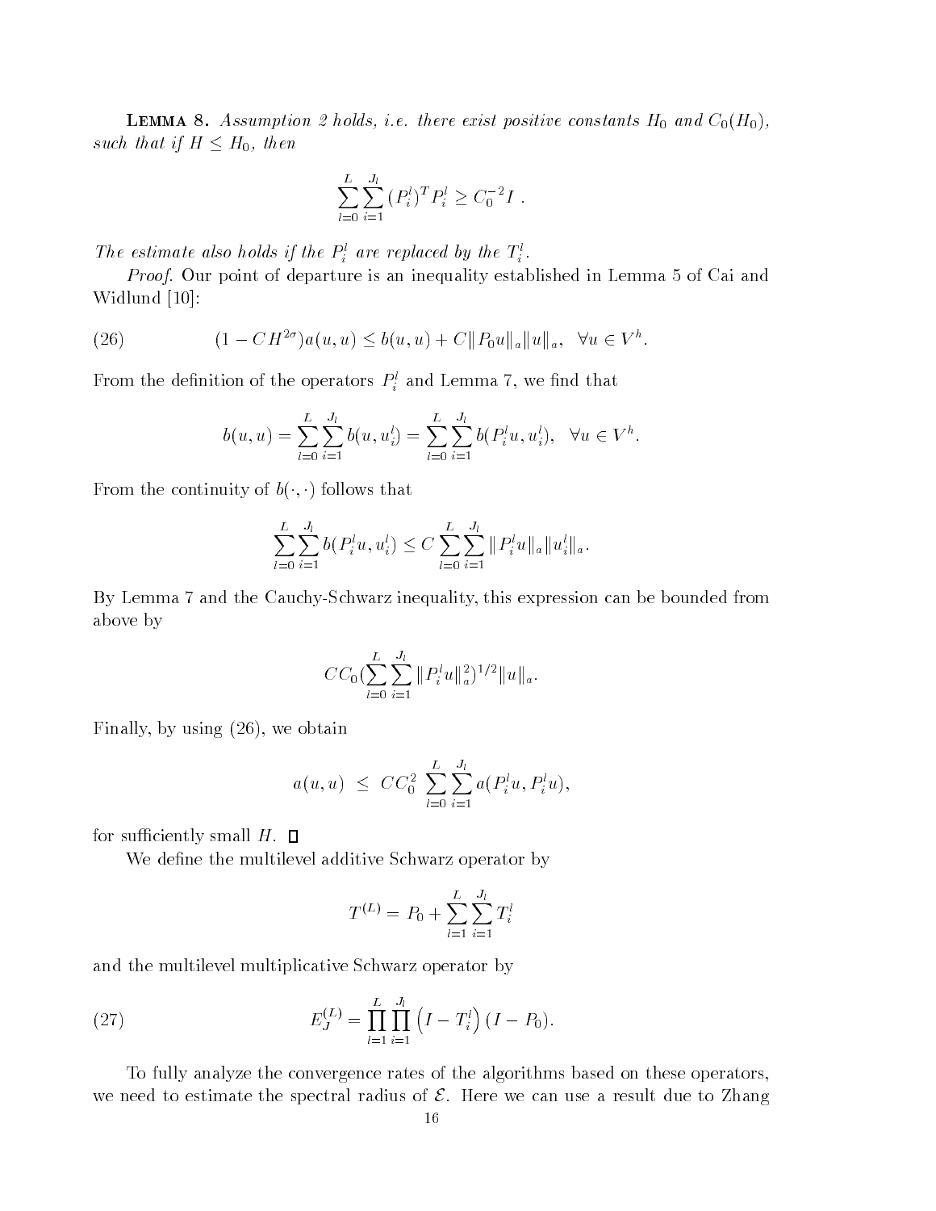**Lemma 8.** *Assumption 2 holds, i.e. there exist positive constants $H_0$ and $C_0(H_0)$, such that if $H \leq H_0$, then*

$$\sum_{l=0}^{L} \sum_{i=1}^{J_l} (P_i^l)^T P_i^l \geq C_0^{-2} I \ .$$

*The estimate also holds if the $P_i^l$ are replaced by the $T_i^l$.*

*Proof.* Our point of departure is an inequality established in Lemma 5 of Cai and Widlund [10]:

$$(1 - CH^{2\sigma}) a(u,u) \leq b(u,u) + C \| P_0 u \|_a \| u \|_a, \quad \forall u \in V^h. \tag{26}$$

From the definition of the operators $P_i^l$ and Lemma 7, we find that

$$b(u,u) = \sum_{l=0}^{L} \sum_{i=1}^{J_l} b(u, u_i^l) = \sum_{l=0}^{L} \sum_{i=1}^{J_l} b(P_i^l u, u_i^l), \quad \forall u \in V^h.$$

From the continuity of $b(\cdot,\cdot)$ follows that

$$\sum_{l=0}^{L} \sum_{i=1}^{J_l} b(P_i^l u, u_i^l) \leq C \sum_{l=0}^{L} \sum_{i=1}^{J_l} \| P_i^l u \|_a \| u_i^l \|_a.$$

By Lemma 7 and the Cauchy-Schwarz inequality, this expression can be bounded from above by

$$C C_0 (\sum_{l=0}^{L} \sum_{i=1}^{J_l} \| P_i^l u \|_a^2)^{1/2} \| u \|_a.$$

Finally, by using (26), we obtain

$$a(u,u) \ \leq \ C C_0^2 \ \sum_{l=0}^{L} \sum_{i=1}^{J_l} a(P_i^l u, P_i^l u),$$

for sufficiently small $H$. $\square$

We define the multilevel additive Schwarz operator by

$$T^{(L)} = P_0 + \sum_{l=1}^{L} \sum_{i=1}^{J_l} T_i^l$$

and the multilevel multiplicative Schwarz operator by

$$E_J^{(L)} = \prod_{l=1}^{L} \prod_{i=1}^{J_l} \left( I - T_i^l \right) (I - P_0). \tag{27}$$

To fully analyze the convergence rates of the algorithms based on these operators, we need to estimate the spectral radius of $\mathcal{E}$. Here we can use a result due to Zhang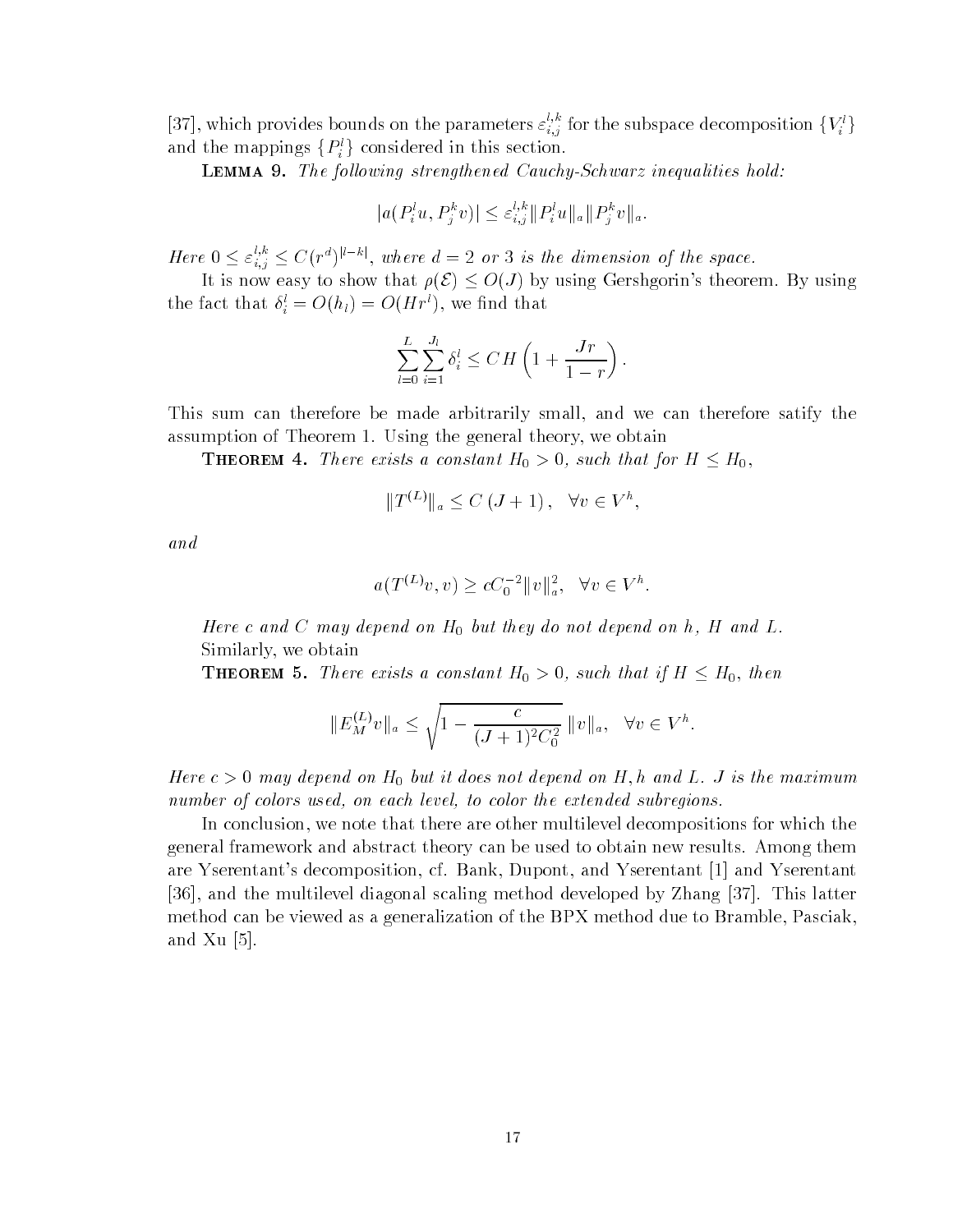[37], which provides bounds on the parameters $\varepsilon_{i,j}^{l,k}$ for the subspace decomposition $\{V_i^l\}$ and the mappings $\{P_i^l\}$ considered in this section.

**Lemma 9.** *The following strengthened Cauchy-Schwarz inequalities hold:*

$$|a(P_i^l u, P_j^k v)| \le \varepsilon_{i,j}^{l,k} \|P_i^l u\|_a \|P_j^k v\|_a.$$

*Here* $0 \le \varepsilon_{i,j}^{l,k} \le C(r^d)^{|l-k|}$, *where* $d = 2$ *or* $3$ *is the dimension of the space.*

It is now easy to show that $\rho(\mathcal{E}) \le O(J)$ by using Gershgorin's theorem. By using the fact that $\delta_i^l = O(h_l) = O(Hr^l)$, we find that

$$\sum_{l=0}^{L} \sum_{i=1}^{J_l} \delta_i^l \le CH \left(1 + \frac{Jr}{1-r}\right).$$

This sum can therefore be made arbitrarily small, and we can therefore satisfy the assumption of Theorem 1. Using the general theory, we obtain

**Theorem 4.** *There exists a constant* $H_0 > 0$, *such that for* $H \le H_0$,

$$\|T^{(L)}\|_a \le C\,(J+1)\,, \quad \forall v \in V^h,$$

*and*

$$a(T^{(L)}v, v) \ge cC_0^{-2}\|v\|_a^2, \quad \forall v \in V^h.$$

*Here* $c$ *and* $C$ *may depend on* $H_0$ *but they do not depend on* $h$, $H$ *and* $L$.

Similarly, we obtain

**Theorem 5.** *There exists a constant* $H_0 > 0$, *such that if* $H \le H_0$, *then*

$$\|E_M^{(L)}v\|_a \le \sqrt{1 - \frac{c}{(J+1)^2 C_0^2}}\,\|v\|_a, \quad \forall v \in V^h.$$

*Here* $c > 0$ *may depend on* $H_0$ *but it does not depend on* $H, h$ *and* $L$. $J$ *is the maximum number of colors used, on each level, to color the extended subregions.*

In conclusion, we note that there are other multilevel decompositions for which the general framework and abstract theory can be used to obtain new results. Among them are Yserentant's decomposition, cf. Bank, Dupont, and Yserentant [1] and Yserentant [36], and the multilevel diagonal scaling method developed by Zhang [37]. This latter method can be viewed as a generalization of the BPX method due to Bramble, Pasciak, and Xu [5].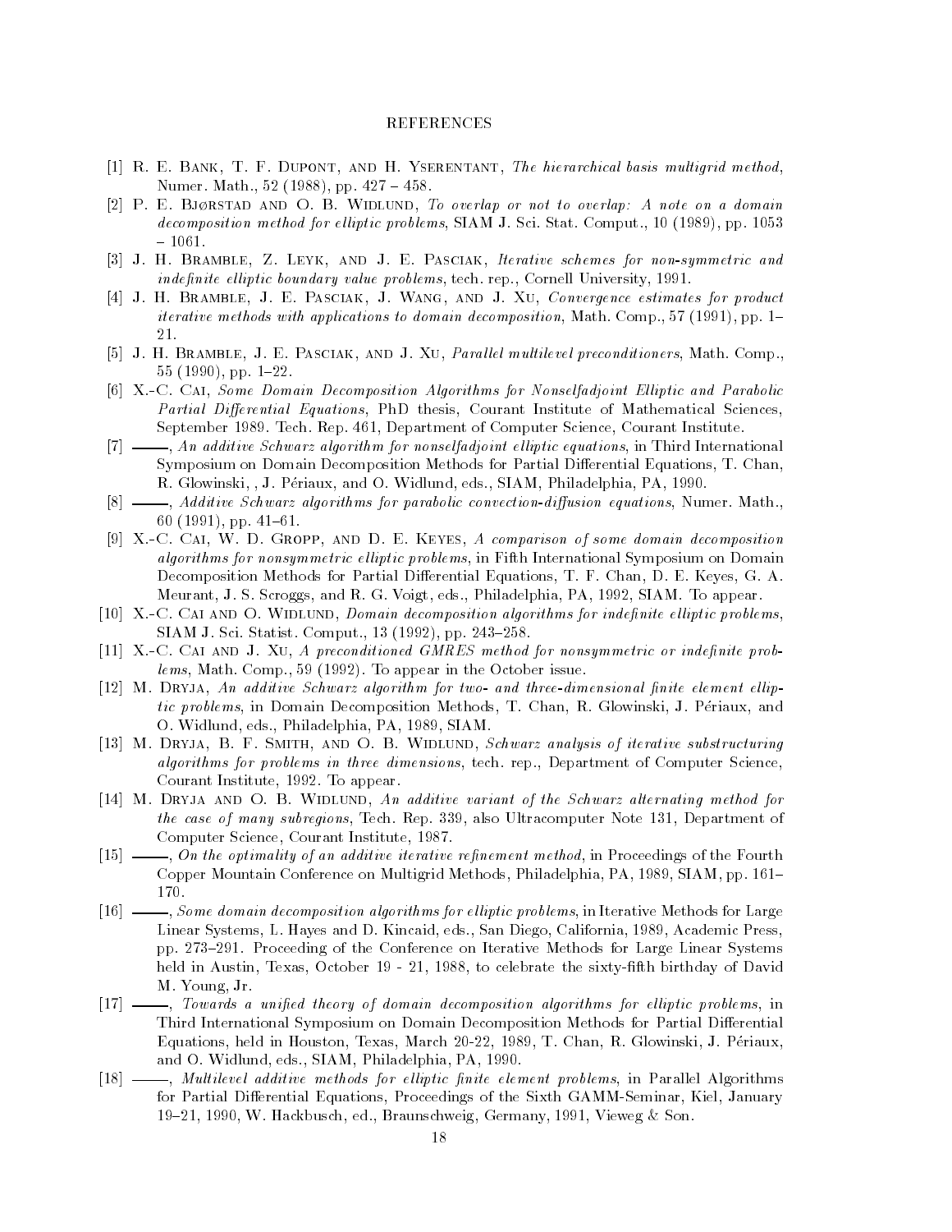## REFERENCES

[1] R. E. Bank, T. F. Dupont, and H. Yserentant, *The hierarchical basis multigrid method*, Numer. Math., 52 (1988), pp. 427 – 458.

[2] P. E. Bjørstad and O. B. Widlund, *To overlap or not to overlap: A note on a domain decomposition method for elliptic problems*, SIAM J. Sci. Stat. Comput., 10 (1989), pp. 1053 – 1061.

[3] J. H. Bramble, Z. Leyk, and J. E. Pasciak, *Iterative schemes for non-symmetric and indefinite elliptic boundary value problems*, tech. rep., Cornell University, 1991.

[4] J. H. Bramble, J. E. Pasciak, J. Wang, and J. Xu, *Convergence estimates for product iterative methods with applications to domain decomposition*, Math. Comp., 57 (1991), pp. 1–21.

[5] J. H. Bramble, J. E. Pasciak, and J. Xu, *Parallel multilevel preconditioners*, Math. Comp., 55 (1990), pp. 1–22.

[6] X.-C. Cai, *Some Domain Decomposition Algorithms for Nonselfadjoint Elliptic and Parabolic Partial Differential Equations*, PhD thesis, Courant Institute of Mathematical Sciences, September 1989. Tech. Rep. 461, Department of Computer Science, Courant Institute.

[7] ——, *An additive Schwarz algorithm for nonselfadjoint elliptic equations*, in Third International Symposium on Domain Decomposition Methods for Partial Differential Equations, T. Chan, R. Glowinski, , J. Périaux, and O. Widlund, eds., SIAM, Philadelphia, PA, 1990.

[8] ——, *Additive Schwarz algorithms for parabolic convection-diffusion equations*, Numer. Math., 60 (1991), pp. 41–61.

[9] X.-C. Cai, W. D. Gropp, and D. E. Keyes, *A comparison of some domain decomposition algorithms for nonsymmetric elliptic problems*, in Fifth International Symposium on Domain Decomposition Methods for Partial Differential Equations, T. F. Chan, D. E. Keyes, G. A. Meurant, J. S. Scroggs, and R. G. Voigt, eds., Philadelphia, PA, 1992, SIAM. To appear.

[10] X.-C. Cai and O. Widlund, *Domain decomposition algorithms for indefinite elliptic problems*, SIAM J. Sci. Statist. Comput., 13 (1992), pp. 243–258.

[11] X.-C. Cai and J. Xu, *A preconditioned GMRES method for nonsymmetric or indefinite problems*, Math. Comp., 59 (1992). To appear in the October issue.

[12] M. Dryja, *An additive Schwarz algorithm for two- and three-dimensional finite element elliptic problems*, in Domain Decomposition Methods, T. Chan, R. Glowinski, J. Périaux, and O. Widlund, eds., Philadelphia, PA, 1989, SIAM.

[13] M. Dryja, B. F. Smith, and O. B. Widlund, *Schwarz analysis of iterative substructuring algorithms for problems in three dimensions*, tech. rep., Department of Computer Science, Courant Institute, 1992. To appear.

[14] M. Dryja and O. B. Widlund, *An additive variant of the Schwarz alternating method for the case of many subregions*, Tech. Rep. 339, also Ultracomputer Note 131, Department of Computer Science, Courant Institute, 1987.

[15] ——, *On the optimality of an additive iterative refinement method*, in Proceedings of the Fourth Copper Mountain Conference on Multigrid Methods, Philadelphia, PA, 1989, SIAM, pp. 161–170.

[16] ——, *Some domain decomposition algorithms for elliptic problems*, in Iterative Methods for Large Linear Systems, L. Hayes and D. Kincaid, eds., San Diego, California, 1989, Academic Press, pp. 273–291. Proceeding of the Conference on Iterative Methods for Large Linear Systems held in Austin, Texas, October 19 - 21, 1988, to celebrate the sixty-fifth birthday of David M. Young, Jr.

[17] ——, *Towards a unified theory of domain decomposition algorithms for elliptic problems*, in Third International Symposium on Domain Decomposition Methods for Partial Differential Equations, held in Houston, Texas, March 20-22, 1989, T. Chan, R. Glowinski, J. Périaux, and O. Widlund, eds., SIAM, Philadelphia, PA, 1990.

[18] ——, *Multilevel additive methods for elliptic finite element problems*, in Parallel Algorithms for Partial Differential Equations, Proceedings of the Sixth GAMM-Seminar, Kiel, January 19–21, 1990, W. Hackbusch, ed., Braunschweig, Germany, 1991, Vieweg & Son.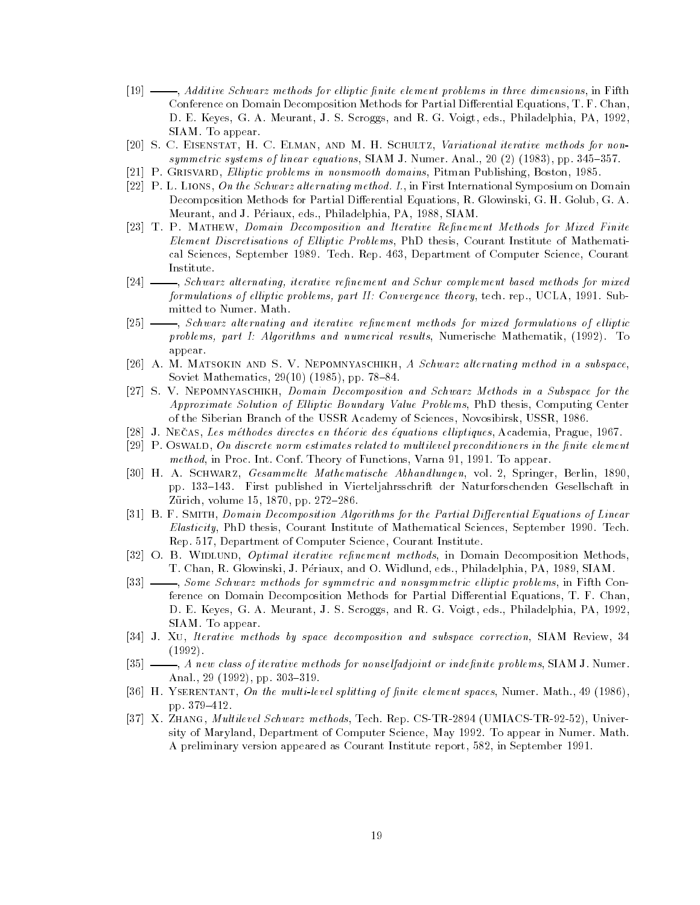[19] ——, *Additive Schwarz methods for elliptic finite element problems in three dimensions*, in Fifth Conference on Domain Decomposition Methods for Partial Differential Equations, T. F. Chan, D. E. Keyes, G. A. Meurant, J. S. Scroggs, and R. G. Voigt, eds., Philadelphia, PA, 1992, SIAM. To appear.

[20] S. C. Eisenstat, H. C. Elman, and M. H. Schultz, *Variational iterative methods for nonsymmetric systems of linear equations*, SIAM J. Numer. Anal., 20 (2) (1983), pp. 345–357.

[21] P. Grisvard, *Elliptic problems in nonsmooth domains*, Pitman Publishing, Boston, 1985.

[22] P. L. Lions, *On the Schwarz alternating method. I.*, in First International Symposium on Domain Decomposition Methods for Partial Differential Equations, R. Glowinski, G. H. Golub, G. A. Meurant, and J. Périaux, eds., Philadelphia, PA, 1988, SIAM.

[23] T. P. Mathew, *Domain Decomposition and Iterative Refinement Methods for Mixed Finite Element Discretisations of Elliptic Problems*, PhD thesis, Courant Institute of Mathematical Sciences, September 1989. Tech. Rep. 463, Department of Computer Science, Courant Institute.

[24] ——, *Schwarz alternating, iterative refinement and Schur complement based methods for mixed formulations of elliptic problems, part II: Convergence theory*, tech. rep., UCLA, 1991. Submitted to Numer. Math.

[25] ——, *Schwarz alternating and iterative refinement methods for mixed formulations of elliptic problems, part I: Algorithms and numerical results*, Numerische Mathematik, (1992). To appear.

[26] A. M. Matsokin and S. V. Nepomnyaschikh, *A Schwarz alternating method in a subspace*, Soviet Mathematics, 29(10) (1985), pp. 78–84.

[27] S. V. Nepomnyaschikh, *Domain Decomposition and Schwarz Methods in a Subspace for the Approximate Solution of Elliptic Boundary Value Problems*, PhD thesis, Computing Center of the Siberian Branch of the USSR Academy of Sciences, Novosibirsk, USSR, 1986.

[28] J. Nečas, *Les méthodes directes en théorie des équations elliptiques*, Academia, Prague, 1967.

[29] P. Oswald, *On discrete norm estimates related to multilevel preconditioners in the finite element method*, in Proc. Int. Conf. Theory of Functions, Varna 91, 1991. To appear.

[30] H. A. Schwarz, *Gesammelte Mathematische Abhandlungen*, vol. 2, Springer, Berlin, 1890, pp. 133–143. First published in Vierteljahrsschrift der Naturforschenden Gesellschaft in Zürich, volume 15, 1870, pp. 272–286.

[31] B. F. Smith, *Domain Decomposition Algorithms for the Partial Differential Equations of Linear Elasticity*, PhD thesis, Courant Institute of Mathematical Sciences, September 1990. Tech. Rep. 517, Department of Computer Science, Courant Institute.

[32] O. B. Widlund, *Optimal iterative refinement methods*, in Domain Decomposition Methods, T. Chan, R. Glowinski, J. Périaux, and O. Widlund, eds., Philadelphia, PA, 1989, SIAM.

[33] ——, *Some Schwarz methods for symmetric and nonsymmetric elliptic problems*, in Fifth Conference on Domain Decomposition Methods for Partial Differential Equations, T. F. Chan, D. E. Keyes, G. A. Meurant, J. S. Scroggs, and R. G. Voigt, eds., Philadelphia, PA, 1992, SIAM. To appear.

[34] J. Xu, *Iterative methods by space decomposition and subspace correction*, SIAM Review, 34 (1992).

[35] ——, *A new class of iterative methods for nonselfadjoint or indefinite problems*, SIAM J. Numer. Anal., 29 (1992), pp. 303–319.

[36] H. Yserentant, *On the multi-level splitting of finite element spaces*, Numer. Math., 49 (1986), pp. 379–412.

[37] X. Zhang, *Multilevel Schwarz methods*, Tech. Rep. CS-TR-2894 (UMIACS-TR-92-52), University of Maryland, Department of Computer Science, May 1992. To appear in Numer. Math. A preliminary version appeared as Courant Institute report, 582, in September 1991.